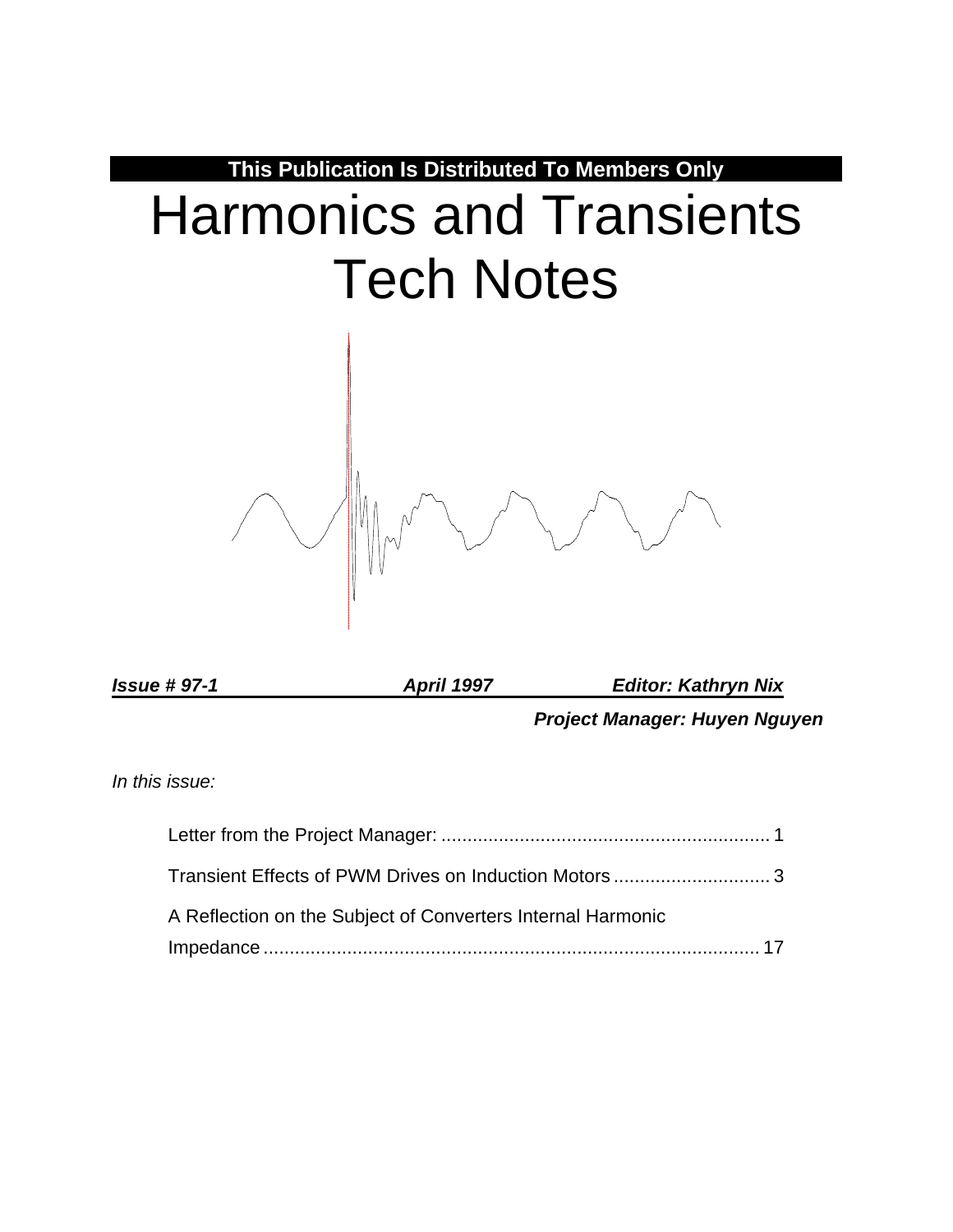**This Publication Is Distributed To Members Only**

# Harmonics and Transients Tech Notes

***Issue # 97-1*** ***April 1997*** ***Editor: Kathryn Nix***

***Project Manager: Huyen Nguyen***

*In this issue:*

Letter from the Project Manager: ............................................................... 1

Transient Effects of PWM Drives on Induction Motors .............................. 3

A Reflection on the Subject of Converters Internal Harmonic Impedance ............................................................................................... 17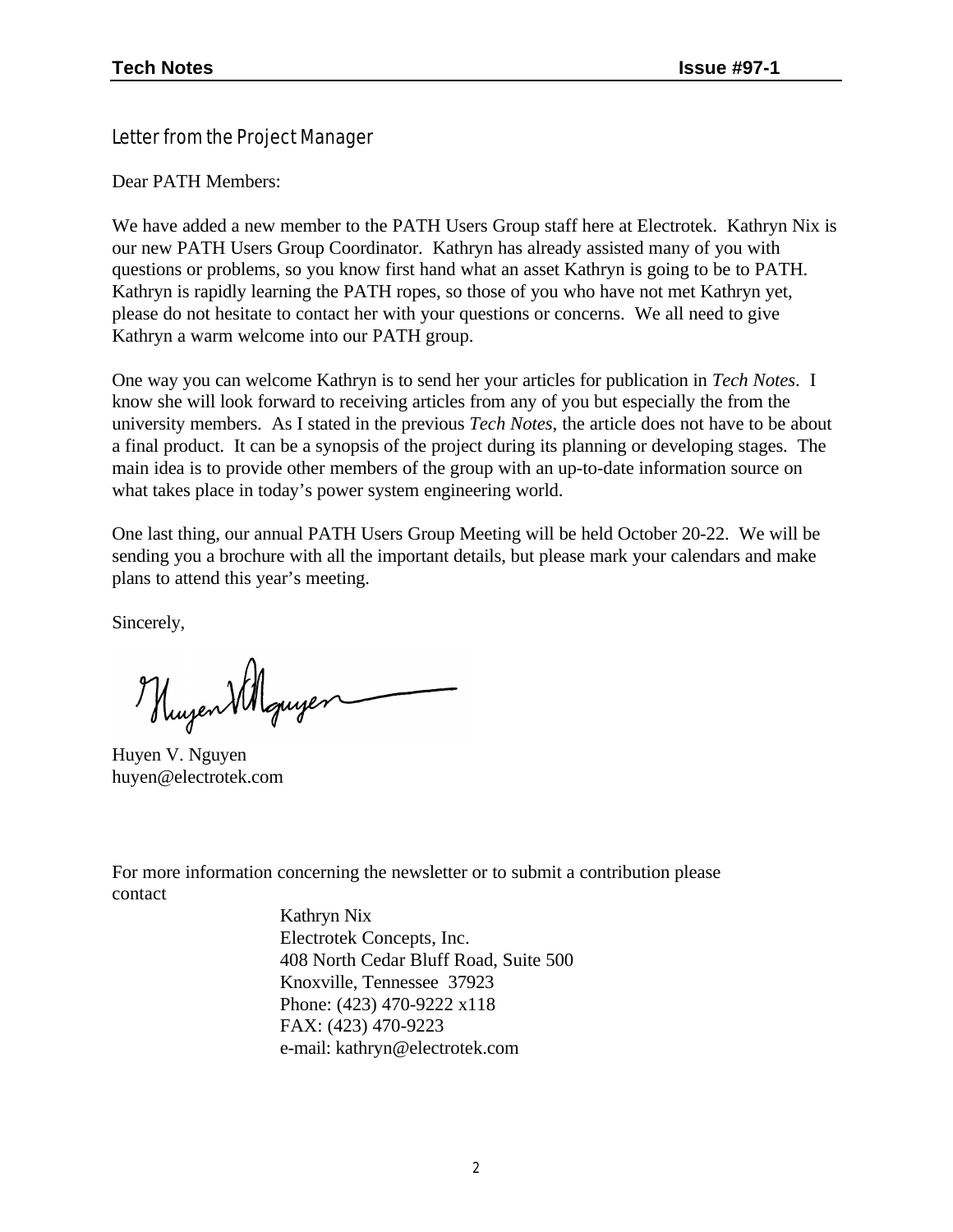## Letter from the Project Manager

Dear PATH Members:

We have added a new member to the PATH Users Group staff here at Electrotek. Kathryn Nix is our new PATH Users Group Coordinator. Kathryn has already assisted many of you with questions or problems, so you know first hand what an asset Kathryn is going to be to PATH. Kathryn is rapidly learning the PATH ropes, so those of you who have not met Kathryn yet, please do not hesitate to contact her with your questions or concerns. We all need to give Kathryn a warm welcome into our PATH group.

One way you can welcome Kathryn is to send her your articles for publication in *Tech Notes*. I know she will look forward to receiving articles from any of you but especially the from the university members. As I stated in the previous *Tech Notes*, the article does not have to be about a final product. It can be a synopsis of the project during its planning or developing stages. The main idea is to provide other members of the group with an up-to-date information source on what takes place in today's power system engineering world.

One last thing, our annual PATH Users Group Meeting will be held October 20-22. We will be sending you a brochure with all the important details, but please mark your calendars and make plans to attend this year's meeting.

Sincerely,

Huyen V. Nguyen
huyen@electrotek.com

For more information concerning the newsletter or to submit a contribution please contact

Kathryn Nix
Electrotek Concepts, Inc.
408 North Cedar Bluff Road, Suite 500
Knoxville, Tennessee 37923
Phone: (423) 470-9222 x118
FAX: (423) 470-9223
e-mail: kathryn@electrotek.com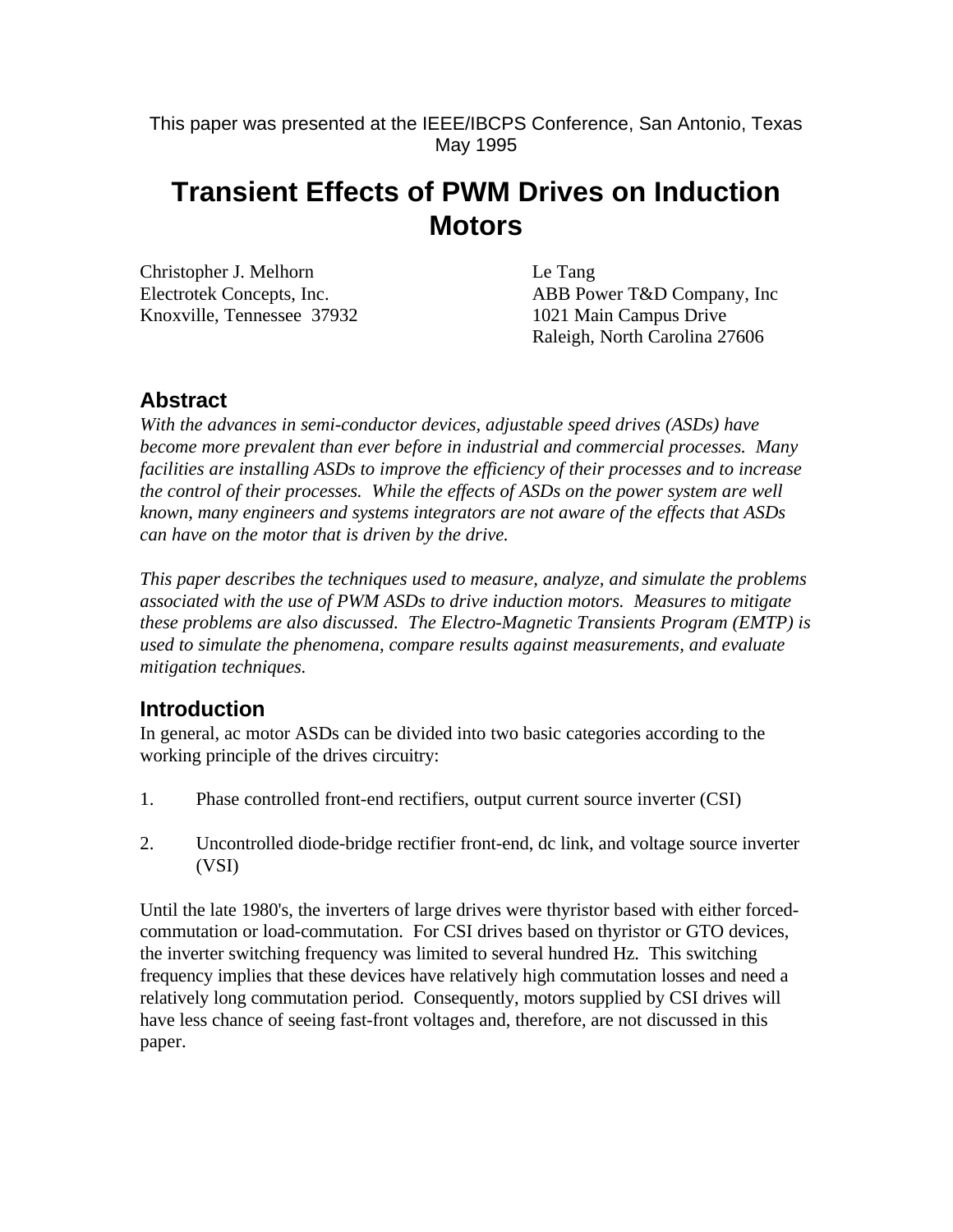This paper was presented at the IEEE/IBCPS Conference, San Antonio, Texas May 1995

# Transient Effects of PWM Drives on Induction Motors

Christopher J. Melhorn
Electrotek Concepts, Inc.
Knoxville, Tennessee 37932

Le Tang
ABB Power T&D Company, Inc
1021 Main Campus Drive
Raleigh, North Carolina 27606

## Abstract

*With the advances in semi-conductor devices, adjustable speed drives (ASDs) have become more prevalent than ever before in industrial and commercial processes. Many facilities are installing ASDs to improve the efficiency of their processes and to increase the control of their processes. While the effects of ASDs on the power system are well known, many engineers and systems integrators are not aware of the effects that ASDs can have on the motor that is driven by the drive.*

*This paper describes the techniques used to measure, analyze, and simulate the problems associated with the use of PWM ASDs to drive induction motors. Measures to mitigate these problems are also discussed. The Electro-Magnetic Transients Program (EMTP) is used to simulate the phenomena, compare results against measurements, and evaluate mitigation techniques.*

## Introduction

In general, ac motor ASDs can be divided into two basic categories according to the working principle of the drives circuitry:

1. Phase controlled front-end rectifiers, output current source inverter (CSI)

2. Uncontrolled diode-bridge rectifier front-end, dc link, and voltage source inverter (VSI)

Until the late 1980's, the inverters of large drives were thyristor based with either forced-commutation or load-commutation. For CSI drives based on thyristor or GTO devices, the inverter switching frequency was limited to several hundred Hz. This switching frequency implies that these devices have relatively high commutation losses and need a relatively long commutation period. Consequently, motors supplied by CSI drives will have less chance of seeing fast-front voltages and, therefore, are not discussed in this paper.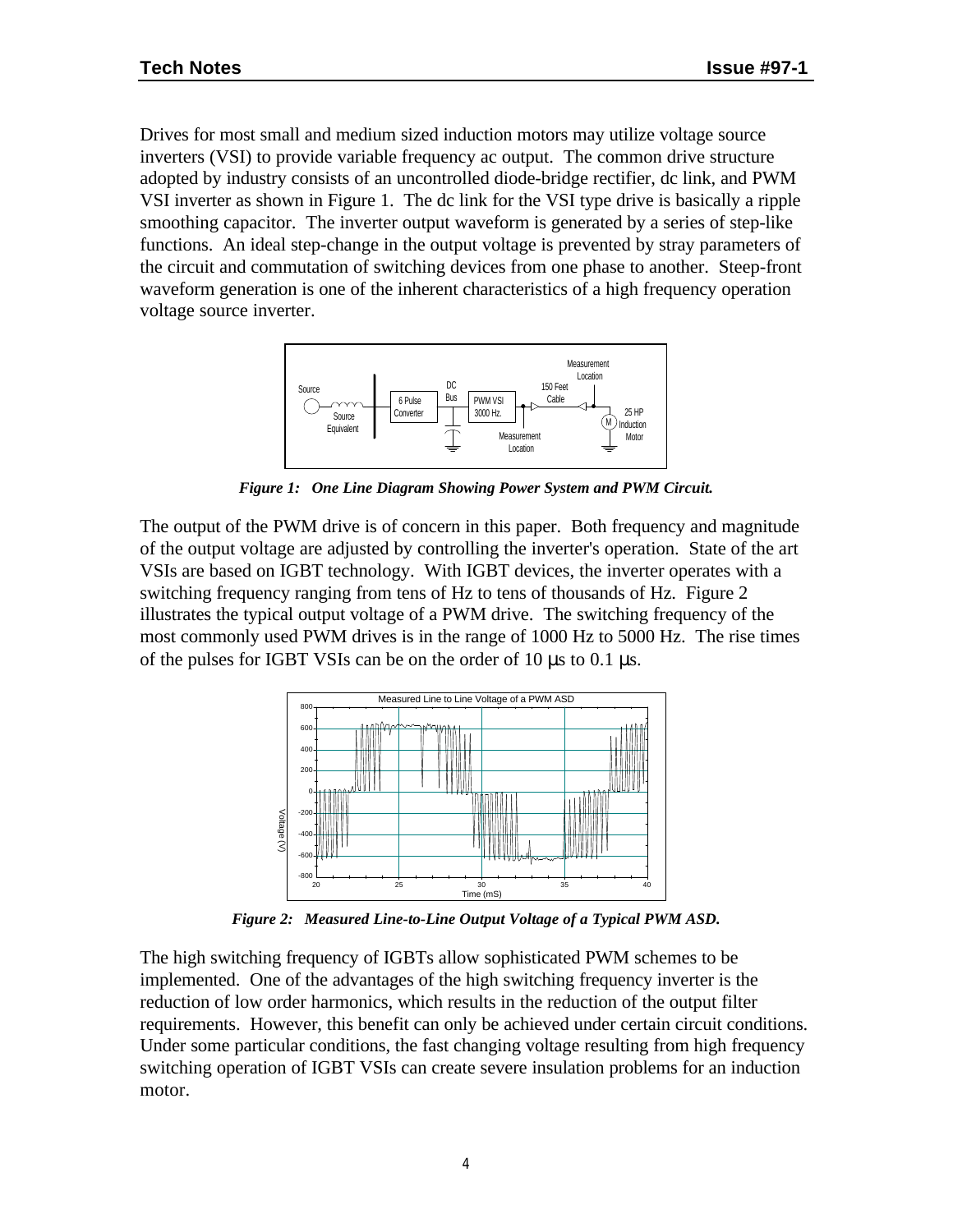Drives for most small and medium sized induction motors may utilize voltage source inverters (VSI) to provide variable frequency ac output. The common drive structure adopted by industry consists of an uncontrolled diode-bridge rectifier, dc link, and PWM VSI inverter as shown in Figure 1. The dc link for the VSI type drive is basically a ripple smoothing capacitor. The inverter output waveform is generated by a series of step-like functions. An ideal step-change in the output voltage is prevented by stray parameters of the circuit and commutation of switching devices from one phase to another. Steep-front waveform generation is one of the inherent characteristics of a high frequency operation voltage source inverter.

***Figure 1: One Line Diagram Showing Power System and PWM Circuit.***

The output of the PWM drive is of concern in this paper. Both frequency and magnitude of the output voltage are adjusted by controlling the inverter's operation. State of the art VSIs are based on IGBT technology. With IGBT devices, the inverter operates with a switching frequency ranging from tens of Hz to tens of thousands of Hz. Figure 2 illustrates the typical output voltage of a PWM drive. The switching frequency of the most commonly used PWM drives is in the range of 1000 Hz to 5000 Hz. The rise times of the pulses for IGBT VSIs can be on the order of 10 µs to 0.1 µs.

***Figure 2: Measured Line-to-Line Output Voltage of a Typical PWM ASD.***

The high switching frequency of IGBTs allow sophisticated PWM schemes to be implemented. One of the advantages of the high switching frequency inverter is the reduction of low order harmonics, which results in the reduction of the output filter requirements. However, this benefit can only be achieved under certain circuit conditions. Under some particular conditions, the fast changing voltage resulting from high frequency switching operation of IGBT VSIs can create severe insulation problems for an induction motor.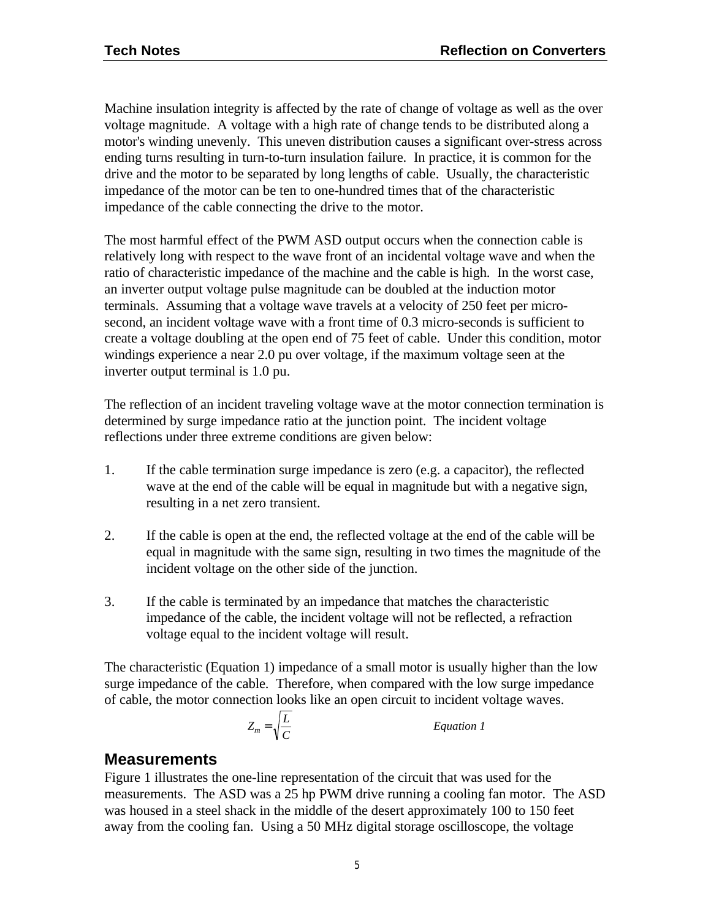Machine insulation integrity is affected by the rate of change of voltage as well as the over voltage magnitude. A voltage with a high rate of change tends to be distributed along a motor's winding unevenly. This uneven distribution causes a significant over-stress across ending turns resulting in turn-to-turn insulation failure. In practice, it is common for the drive and the motor to be separated by long lengths of cable. Usually, the characteristic impedance of the motor can be ten to one-hundred times that of the characteristic impedance of the cable connecting the drive to the motor.

The most harmful effect of the PWM ASD output occurs when the connection cable is relatively long with respect to the wave front of an incidental voltage wave and when the ratio of characteristic impedance of the machine and the cable is high. In the worst case, an inverter output voltage pulse magnitude can be doubled at the induction motor terminals. Assuming that a voltage wave travels at a velocity of 250 feet per micro-second, an incident voltage wave with a front time of 0.3 micro-seconds is sufficient to create a voltage doubling at the open end of 75 feet of cable. Under this condition, motor windings experience a near 2.0 pu over voltage, if the maximum voltage seen at the inverter output terminal is 1.0 pu.

The reflection of an incident traveling voltage wave at the motor connection termination is determined by surge impedance ratio at the junction point. The incident voltage reflections under three extreme conditions are given below:

1. If the cable termination surge impedance is zero (e.g. a capacitor), the reflected wave at the end of the cable will be equal in magnitude but with a negative sign, resulting in a net zero transient.

2. If the cable is open at the end, the reflected voltage at the end of the cable will be equal in magnitude with the same sign, resulting in two times the magnitude of the incident voltage on the other side of the junction.

3. If the cable is terminated by an impedance that matches the characteristic impedance of the cable, the incident voltage will not be reflected, a refraction voltage equal to the incident voltage will result.

The characteristic (Equation 1) impedance of a small motor is usually higher than the low surge impedance of the cable. Therefore, when compared with the low surge impedance of cable, the motor connection looks like an open circuit to incident voltage waves.

$$Z_m = \sqrt{\frac{L}{C}} \qquad \textit{Equation 1}$$

## Measurements

Figure 1 illustrates the one-line representation of the circuit that was used for the measurements. The ASD was a 25 hp PWM drive running a cooling fan motor. The ASD was housed in a steel shack in the middle of the desert approximately 100 to 150 feet away from the cooling fan. Using a 50 MHz digital storage oscilloscope, the voltage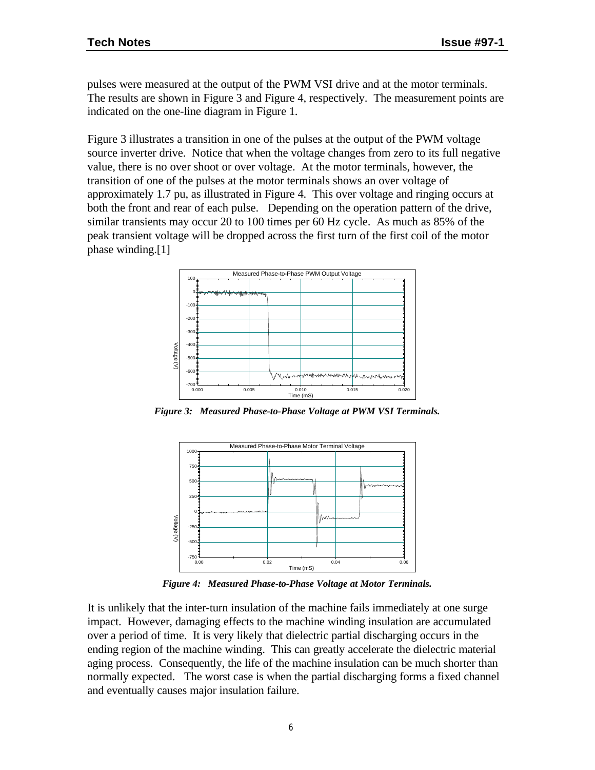pulses were measured at the output of the PWM VSI drive and at the motor terminals. The results are shown in Figure 3 and Figure 4, respectively. The measurement points are indicated on the one-line diagram in Figure 1.

Figure 3 illustrates a transition in one of the pulses at the output of the PWM voltage source inverter drive. Notice that when the voltage changes from zero to its full negative value, there is no over shoot or over voltage. At the motor terminals, however, the transition of one of the pulses at the motor terminals shows an over voltage of approximately 1.7 pu, as illustrated in Figure 4. This over voltage and ringing occurs at both the front and rear of each pulse. Depending on the operation pattern of the drive, similar transients may occur 20 to 100 times per 60 Hz cycle. As much as 85% of the peak transient voltage will be dropped across the first turn of the first coil of the motor phase winding.[1]

***Figure 3: Measured Phase-to-Phase Voltage at PWM VSI Terminals.***

***Figure 4: Measured Phase-to-Phase Voltage at Motor Terminals.***

It is unlikely that the inter-turn insulation of the machine fails immediately at one surge impact. However, damaging effects to the machine winding insulation are accumulated over a period of time. It is very likely that dielectric partial discharging occurs in the ending region of the machine winding. This can greatly accelerate the dielectric material aging process. Consequently, the life of the machine insulation can be much shorter than normally expected. The worst case is when the partial discharging forms a fixed channel and eventually causes major insulation failure.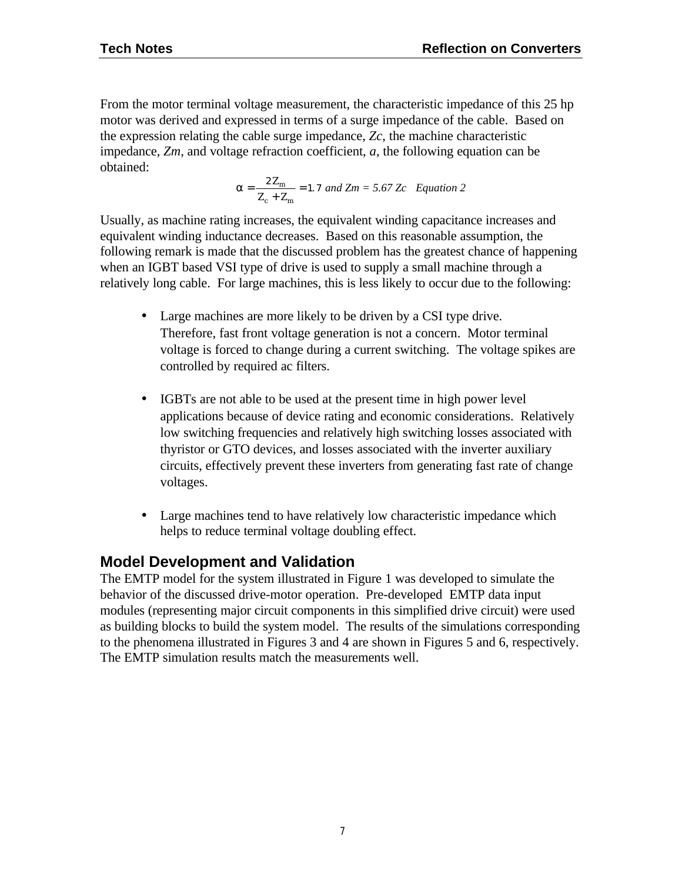From the motor terminal voltage measurement, the characteristic impedance of this 25 hp motor was derived and expressed in terms of a surge impedance of the cable. Based on the expression relating the cable surge impedance, *Zc*, the machine characteristic impedance, *Zm*, and voltage refraction coefficient, *a*, the following equation can be obtained:

$$\alpha = \frac{2Z_m}{Z_c + Z_m} = 1.7 \text{ and } Z_m = 5.67\, Z_c \quad \text{Equation 2}$$

Usually, as machine rating increases, the equivalent winding capacitance increases and equivalent winding inductance decreases. Based on this reasonable assumption, the following remark is made that the discussed problem has the greatest chance of happening when an IGBT based VSI type of drive is used to supply a small machine through a relatively long cable. For large machines, this is less likely to occur due to the following:

- Large machines are more likely to be driven by a CSI type drive. Therefore, fast front voltage generation is not a concern. Motor terminal voltage is forced to change during a current switching. The voltage spikes are controlled by required ac filters.

- IGBTs are not able to be used at the present time in high power level applications because of device rating and economic considerations. Relatively low switching frequencies and relatively high switching losses associated with thyristor or GTO devices, and losses associated with the inverter auxiliary circuits, effectively prevent these inverters from generating fast rate of change voltages.

- Large machines tend to have relatively low characteristic impedance which helps to reduce terminal voltage doubling effect.

## Model Development and Validation

The EMTP model for the system illustrated in Figure 1 was developed to simulate the behavior of the discussed drive-motor operation. Pre-developed EMTP data input modules (representing major circuit components in this simplified drive circuit) were used as building blocks to build the system model. The results of the simulations corresponding to the phenomena illustrated in Figures 3 and 4 are shown in Figures 5 and 6, respectively. The EMTP simulation results match the measurements well.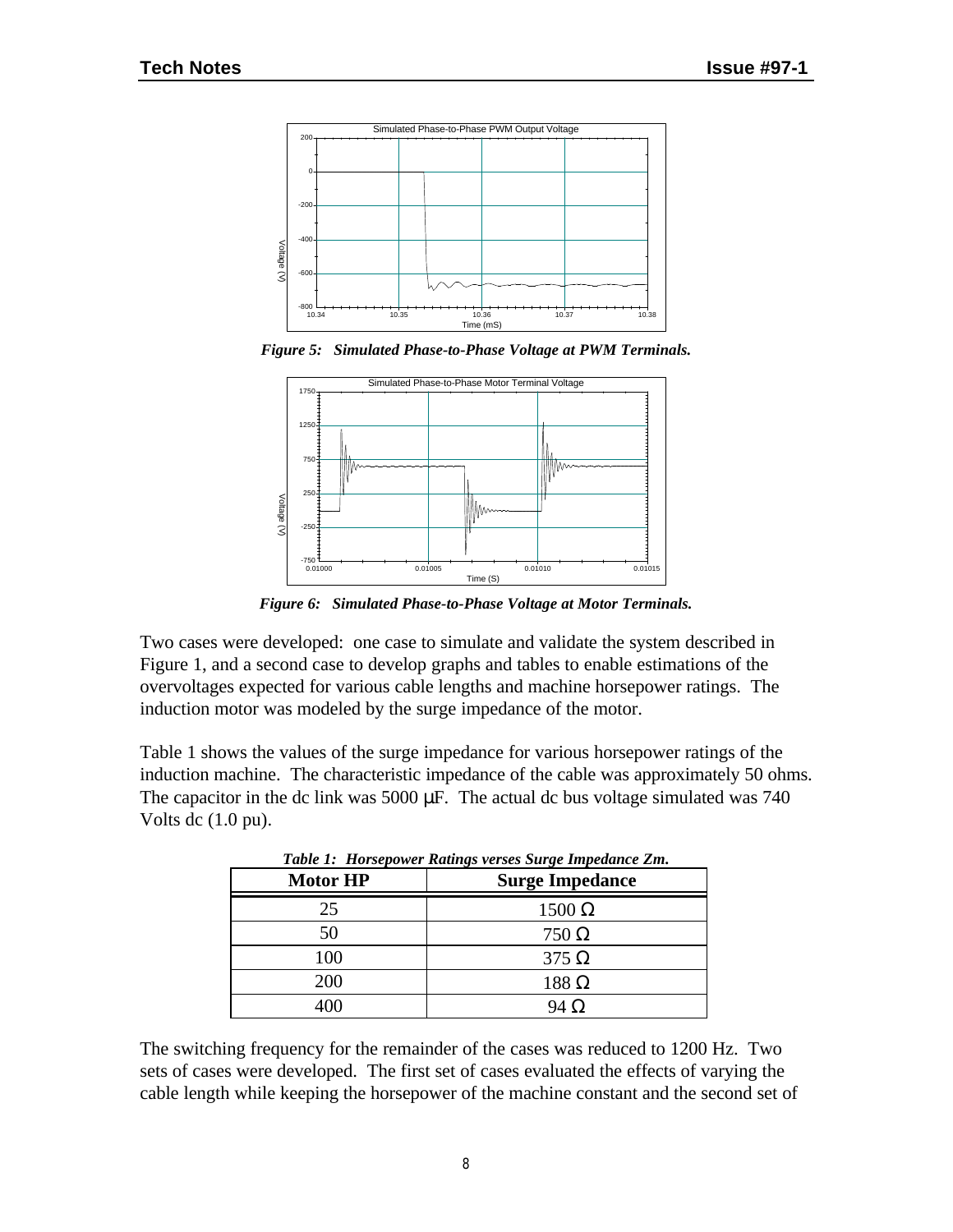*Figure 5: Simulated Phase-to-Phase Voltage at PWM Terminals.*

*Figure 6: Simulated Phase-to-Phase Voltage at Motor Terminals.*

Two cases were developed: one case to simulate and validate the system described in Figure 1, and a second case to develop graphs and tables to enable estimations of the overvoltages expected for various cable lengths and machine horsepower ratings. The induction motor was modeled by the surge impedance of the motor.

Table 1 shows the values of the surge impedance for various horsepower ratings of the induction machine. The characteristic impedance of the cable was approximately 50 ohms. The capacitor in the dc link was 5000 μF. The actual dc bus voltage simulated was 740 Volts dc (1.0 pu).

*Table 1: Horsepower Ratings verses Surge Impedance Zm.*

| Motor HP | Surge Impedance |
|---|---|
| 25 | 1500 Ω |
| 50 | 750 Ω |
| 100 | 375 Ω |
| 200 | 188 Ω |
| 400 | 94 Ω |

The switching frequency for the remainder of the cases was reduced to 1200 Hz. Two sets of cases were developed. The first set of cases evaluated the effects of varying the cable length while keeping the horsepower of the machine constant and the second set of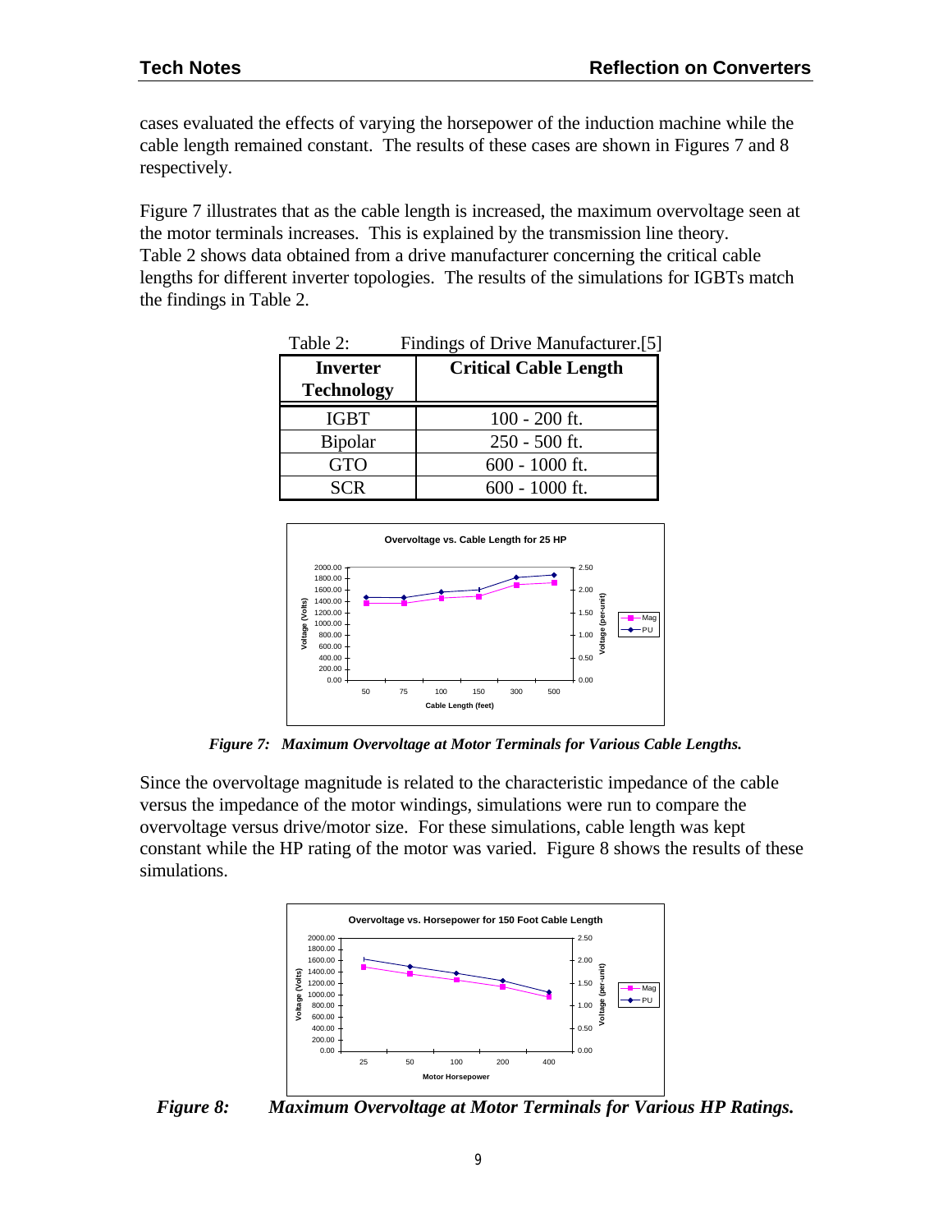cases evaluated the effects of varying the horsepower of the induction machine while the cable length remained constant. The results of these cases are shown in Figures 7 and 8 respectively.

Figure 7 illustrates that as the cable length is increased, the maximum overvoltage seen at the motor terminals increases. This is explained by the transmission line theory. Table 2 shows data obtained from a drive manufacturer concerning the critical cable lengths for different inverter topologies. The results of the simulations for IGBTs match the findings in Table 2.

Table 2: Findings of Drive Manufacturer.[5]

| Inverter Technology | Critical Cable Length |
|---|---|
| IGBT | 100 - 200 ft. |
| Bipolar | 250 - 500 ft. |
| GTO | 600 - 1000 ft. |
| SCR | 600 - 1000 ft. |

*Figure 7: Maximum Overvoltage at Motor Terminals for Various Cable Lengths.*

Since the overvoltage magnitude is related to the characteristic impedance of the cable versus the impedance of the motor windings, simulations were run to compare the overvoltage versus drive/motor size. For these simulations, cable length was kept constant while the HP rating of the motor was varied. Figure 8 shows the results of these simulations.

*Figure 8: Maximum Overvoltage at Motor Terminals for Various HP Ratings.*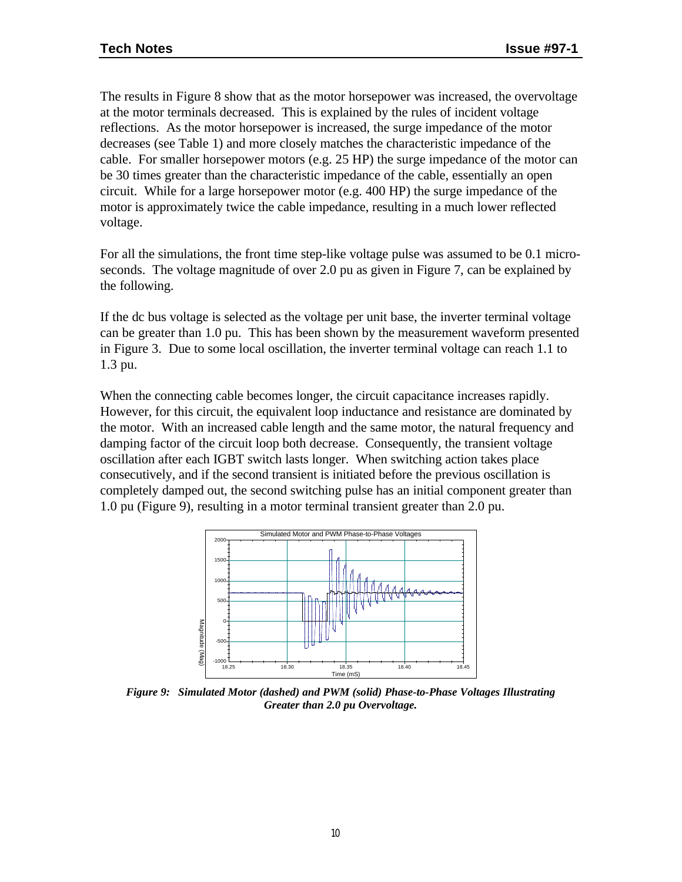The results in Figure 8 show that as the motor horsepower was increased, the overvoltage at the motor terminals decreased. This is explained by the rules of incident voltage reflections. As the motor horsepower is increased, the surge impedance of the motor decreases (see Table 1) and more closely matches the characteristic impedance of the cable. For smaller horsepower motors (e.g. 25 HP) the surge impedance of the motor can be 30 times greater than the characteristic impedance of the cable, essentially an open circuit. While for a large horsepower motor (e.g. 400 HP) the surge impedance of the motor is approximately twice the cable impedance, resulting in a much lower reflected voltage.

For all the simulations, the front time step-like voltage pulse was assumed to be 0.1 micro-seconds. The voltage magnitude of over 2.0 pu as given in Figure 7, can be explained by the following.

If the dc bus voltage is selected as the voltage per unit base, the inverter terminal voltage can be greater than 1.0 pu. This has been shown by the measurement waveform presented in Figure 3. Due to some local oscillation, the inverter terminal voltage can reach 1.1 to 1.3 pu.

When the connecting cable becomes longer, the circuit capacitance increases rapidly. However, for this circuit, the equivalent loop inductance and resistance are dominated by the motor. With an increased cable length and the same motor, the natural frequency and damping factor of the circuit loop both decrease. Consequently, the transient voltage oscillation after each IGBT switch lasts longer. When switching action takes place consecutively, and if the second transient is initiated before the previous oscillation is completely damped out, the second switching pulse has an initial component greater than 1.0 pu (Figure 9), resulting in a motor terminal transient greater than 2.0 pu.

***Figure 9: Simulated Motor (dashed) and PWM (solid) Phase-to-Phase Voltages Illustrating Greater than 2.0 pu Overvoltage.***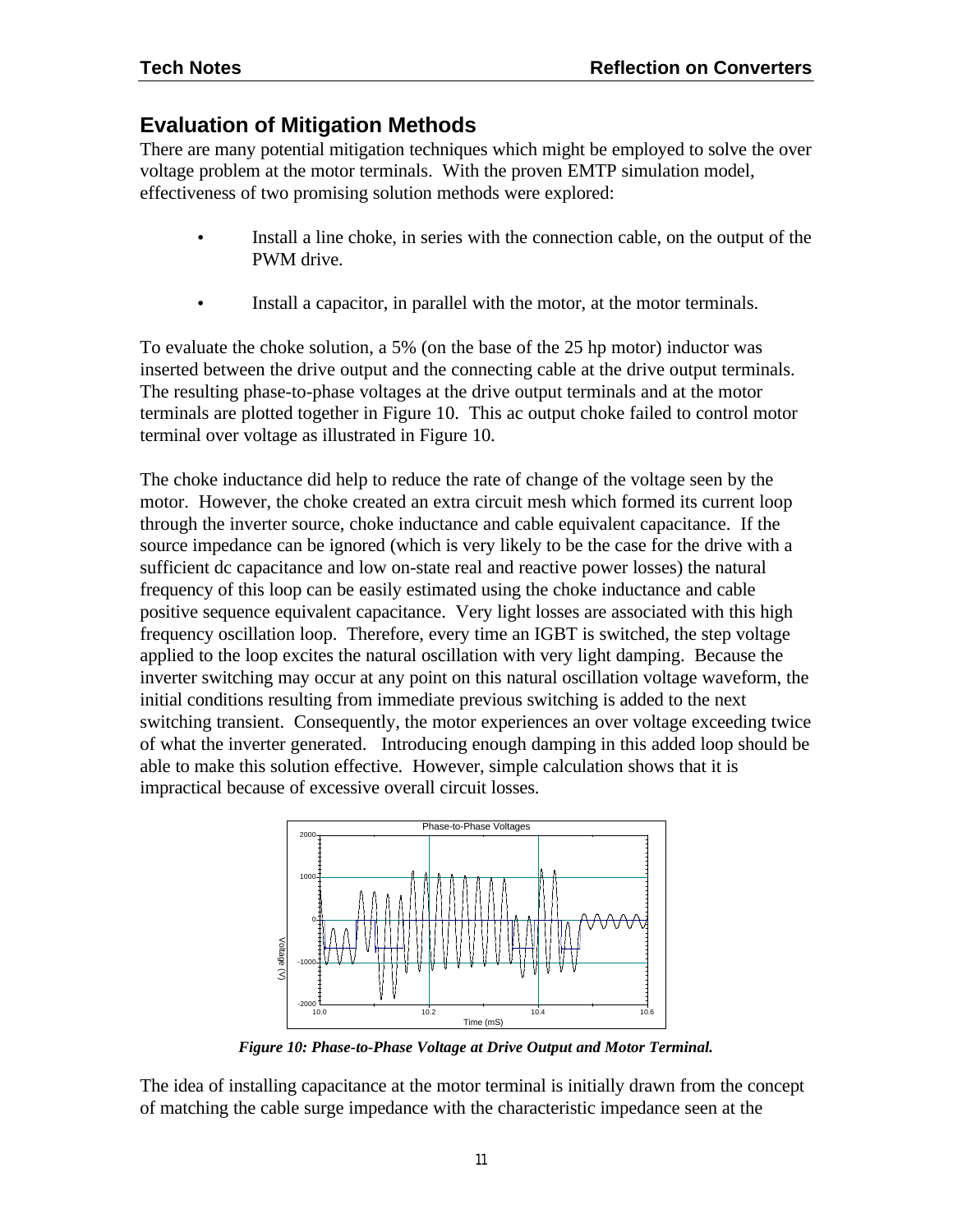## Evaluation of Mitigation Methods

There are many potential mitigation techniques which might be employed to solve the over voltage problem at the motor terminals. With the proven EMTP simulation model, effectiveness of two promising solution methods were explored:

- Install a line choke, in series with the connection cable, on the output of the PWM drive.
- Install a capacitor, in parallel with the motor, at the motor terminals.

To evaluate the choke solution, a 5% (on the base of the 25 hp motor) inductor was inserted between the drive output and the connecting cable at the drive output terminals. The resulting phase-to-phase voltages at the drive output terminals and at the motor terminals are plotted together in Figure 10. This ac output choke failed to control motor terminal over voltage as illustrated in Figure 10.

The choke inductance did help to reduce the rate of change of the voltage seen by the motor. However, the choke created an extra circuit mesh which formed its current loop through the inverter source, choke inductance and cable equivalent capacitance. If the source impedance can be ignored (which is very likely to be the case for the drive with a sufficient dc capacitance and low on-state real and reactive power losses) the natural frequency of this loop can be easily estimated using the choke inductance and cable positive sequence equivalent capacitance. Very light losses are associated with this high frequency oscillation loop. Therefore, every time an IGBT is switched, the step voltage applied to the loop excites the natural oscillation with very light damping. Because the inverter switching may occur at any point on this natural oscillation voltage waveform, the initial conditions resulting from immediate previous switching is added to the next switching transient. Consequently, the motor experiences an over voltage exceeding twice of what the inverter generated. Introducing enough damping in this added loop should be able to make this solution effective. However, simple calculation shows that it is impractical because of excessive overall circuit losses.

*Figure 10: Phase-to-Phase Voltage at Drive Output and Motor Terminal.*

The idea of installing capacitance at the motor terminal is initially drawn from the concept of matching the cable surge impedance with the characteristic impedance seen at the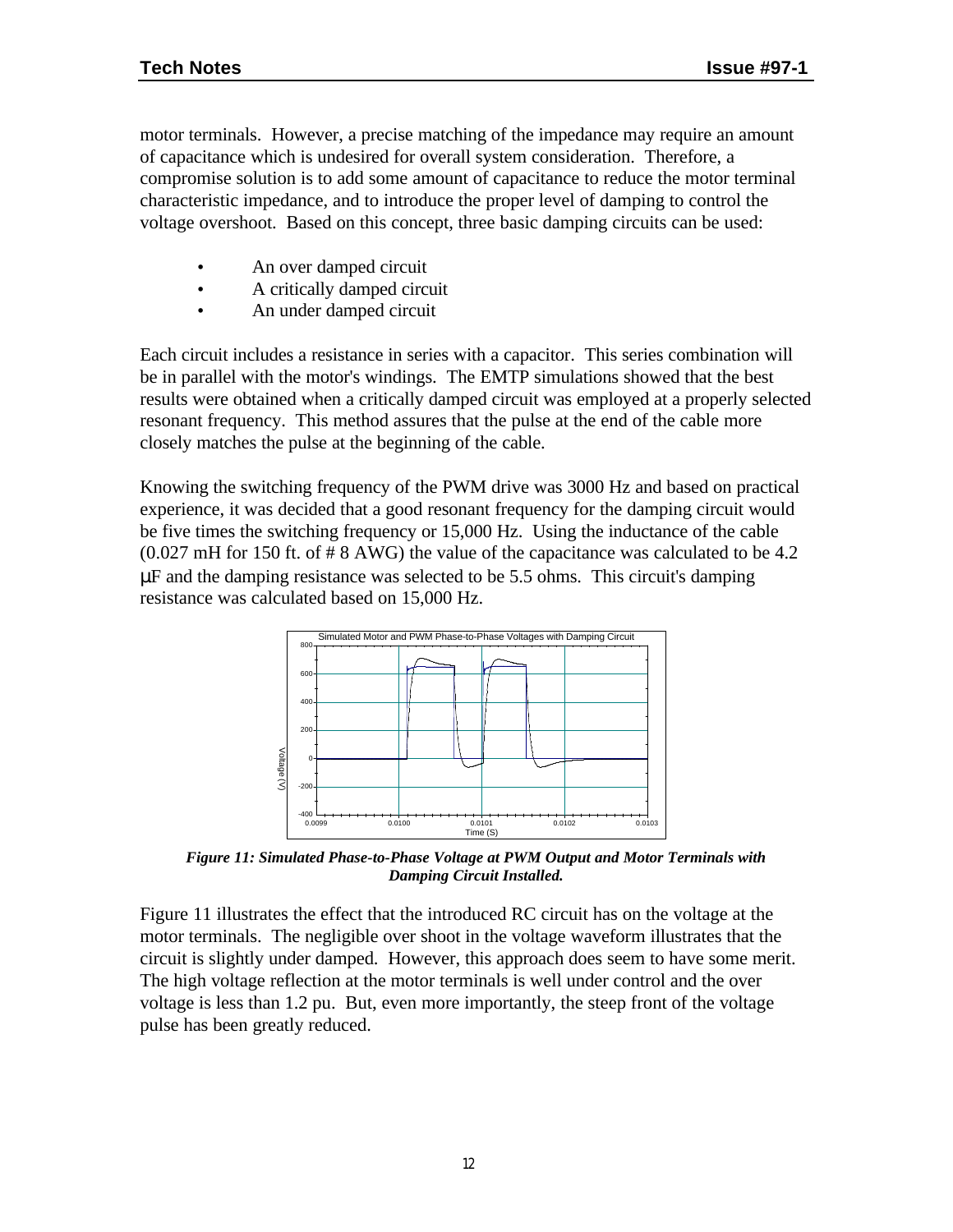motor terminals. However, a precise matching of the impedance may require an amount of capacitance which is undesired for overall system consideration. Therefore, a compromise solution is to add some amount of capacitance to reduce the motor terminal characteristic impedance, and to introduce the proper level of damping to control the voltage overshoot. Based on this concept, three basic damping circuits can be used:

- An over damped circuit
- A critically damped circuit
- An under damped circuit

Each circuit includes a resistance in series with a capacitor. This series combination will be in parallel with the motor's windings. The EMTP simulations showed that the best results were obtained when a critically damped circuit was employed at a properly selected resonant frequency. This method assures that the pulse at the end of the cable more closely matches the pulse at the beginning of the cable.

Knowing the switching frequency of the PWM drive was 3000 Hz and based on practical experience, it was decided that a good resonant frequency for the damping circuit would be five times the switching frequency or 15,000 Hz. Using the inductance of the cable (0.027 mH for 150 ft. of # 8 AWG) the value of the capacitance was calculated to be 4.2 µF and the damping resistance was selected to be 5.5 ohms. This circuit's damping resistance was calculated based on 15,000 Hz.

***Figure 11: Simulated Phase-to-Phase Voltage at PWM Output and Motor Terminals with Damping Circuit Installed.***

Figure 11 illustrates the effect that the introduced RC circuit has on the voltage at the motor terminals. The negligible over shoot in the voltage waveform illustrates that the circuit is slightly under damped. However, this approach does seem to have some merit. The high voltage reflection at the motor terminals is well under control and the over voltage is less than 1.2 pu. But, even more importantly, the steep front of the voltage pulse has been greatly reduced.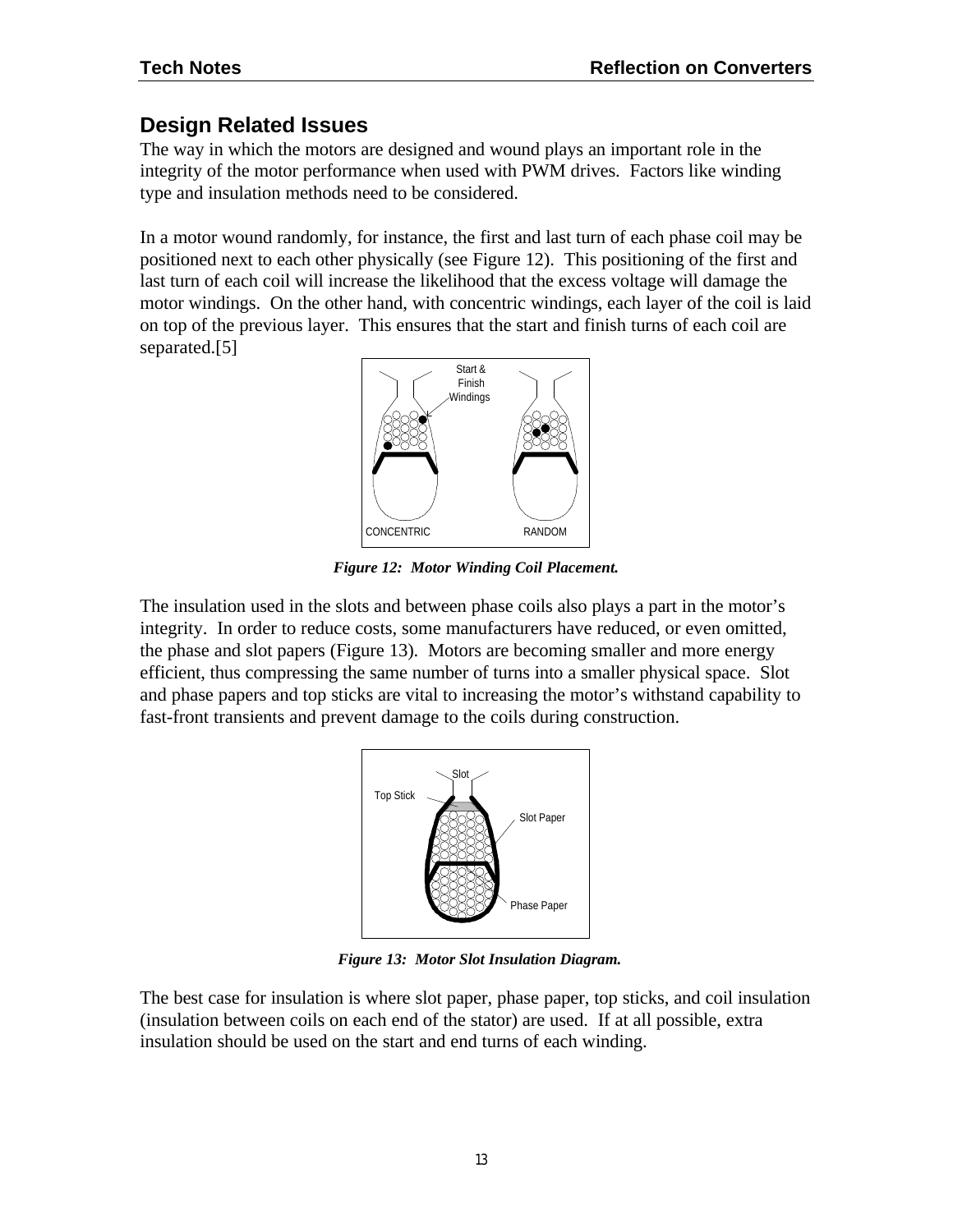## Design Related Issues

The way in which the motors are designed and wound plays an important role in the integrity of the motor performance when used with PWM drives. Factors like winding type and insulation methods need to be considered.

In a motor wound randomly, for instance, the first and last turn of each phase coil may be positioned next to each other physically (see Figure 12). This positioning of the first and last turn of each coil will increase the likelihood that the excess voltage will damage the motor windings. On the other hand, with concentric windings, each layer of the coil is laid on top of the previous layer. This ensures that the start and finish turns of each coil are separated.[5]

***Figure 12: Motor Winding Coil Placement.***

The insulation used in the slots and between phase coils also plays a part in the motor's integrity. In order to reduce costs, some manufacturers have reduced, or even omitted, the phase and slot papers (Figure 13). Motors are becoming smaller and more energy efficient, thus compressing the same number of turns into a smaller physical space. Slot and phase papers and top sticks are vital to increasing the motor's withstand capability to fast-front transients and prevent damage to the coils during construction.

***Figure 13: Motor Slot Insulation Diagram.***

The best case for insulation is where slot paper, phase paper, top sticks, and coil insulation (insulation between coils on each end of the stator) are used. If at all possible, extra insulation should be used on the start and end turns of each winding.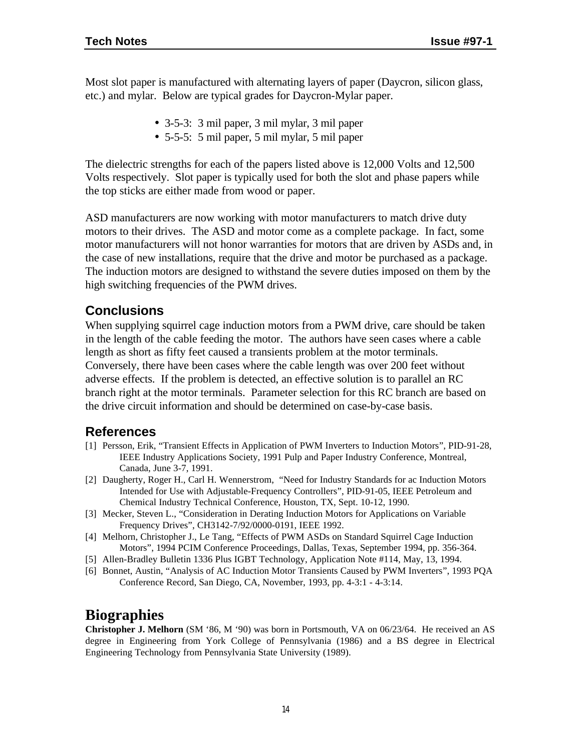Most slot paper is manufactured with alternating layers of paper (Daycron, silicon glass, etc.) and mylar. Below are typical grades for Daycron-Mylar paper.

- 3-5-3: 3 mil paper, 3 mil mylar, 3 mil paper
- 5-5-5: 5 mil paper, 5 mil mylar, 5 mil paper

The dielectric strengths for each of the papers listed above is 12,000 Volts and 12,500 Volts respectively. Slot paper is typically used for both the slot and phase papers while the top sticks are either made from wood or paper.

ASD manufacturers are now working with motor manufacturers to match drive duty motors to their drives. The ASD and motor come as a complete package. In fact, some motor manufacturers will not honor warranties for motors that are driven by ASDs and, in the case of new installations, require that the drive and motor be purchased as a package. The induction motors are designed to withstand the severe duties imposed on them by the high switching frequencies of the PWM drives.

## Conclusions

When supplying squirrel cage induction motors from a PWM drive, care should be taken in the length of the cable feeding the motor. The authors have seen cases where a cable length as short as fifty feet caused a transients problem at the motor terminals. Conversely, there have been cases where the cable length was over 200 feet without adverse effects. If the problem is detected, an effective solution is to parallel an RC branch right at the motor terminals. Parameter selection for this RC branch are based on the drive circuit information and should be determined on case-by-case basis.

## References

[1] Persson, Erik, "Transient Effects in Application of PWM Inverters to Induction Motors", PID-91-28, IEEE Industry Applications Society, 1991 Pulp and Paper Industry Conference, Montreal, Canada, June 3-7, 1991.

[2] Daugherty, Roger H., Carl H. Wennerstrom, "Need for Industry Standards for ac Induction Motors Intended for Use with Adjustable-Frequency Controllers", PID-91-05, IEEE Petroleum and Chemical Industry Technical Conference, Houston, TX, Sept. 10-12, 1990.

[3] Mecker, Steven L., "Consideration in Derating Induction Motors for Applications on Variable Frequency Drives", CH3142-7/92/0000-0191, IEEE 1992.

[4] Melhorn, Christopher J., Le Tang, "Effects of PWM ASDs on Standard Squirrel Cage Induction Motors", 1994 PCIM Conference Proceedings, Dallas, Texas, September 1994, pp. 356-364.

[5] Allen-Bradley Bulletin 1336 Plus IGBT Technology, Application Note #114, May, 13, 1994.

[6] Bonnet, Austin, "Analysis of AC Induction Motor Transients Caused by PWM Inverters", 1993 PQA Conference Record, San Diego, CA, November, 1993, pp. 4-3:1 - 4-3:14.

# Biographies

**Christopher J. Melhorn** (SM '86, M '90) was born in Portsmouth, VA on 06/23/64. He received an AS degree in Engineering from York College of Pennsylvania (1986) and a BS degree in Electrical Engineering Technology from Pennsylvania State University (1989).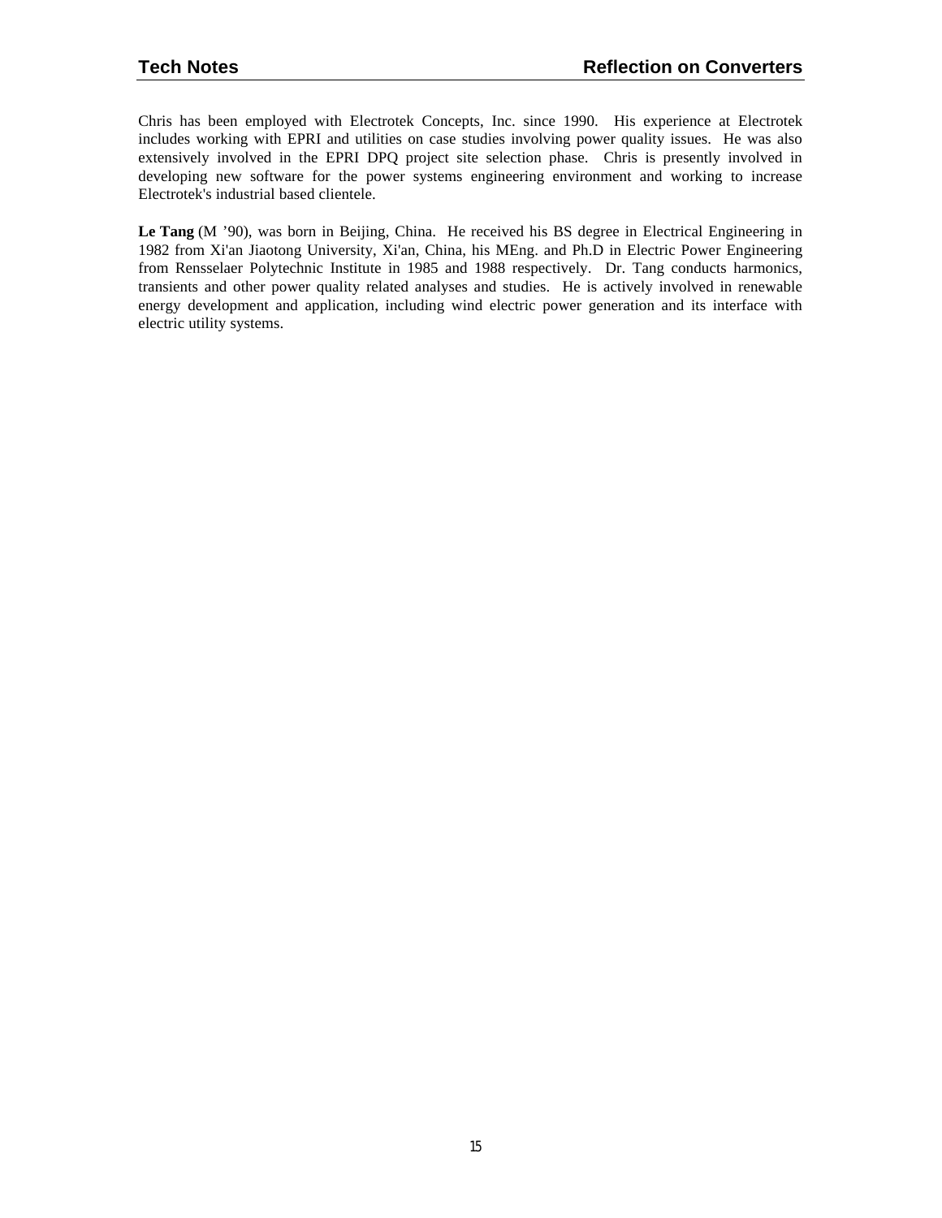Chris has been employed with Electrotek Concepts, Inc. since 1990. His experience at Electrotek includes working with EPRI and utilities on case studies involving power quality issues. He was also extensively involved in the EPRI DPQ project site selection phase. Chris is presently involved in developing new software for the power systems engineering environment and working to increase Electrotek's industrial based clientele.

**Le Tang** (M ’90), was born in Beijing, China. He received his BS degree in Electrical Engineering in 1982 from Xi'an Jiaotong University, Xi'an, China, his MEng. and Ph.D in Electric Power Engineering from Rensselaer Polytechnic Institute in 1985 and 1988 respectively. Dr. Tang conducts harmonics, transients and other power quality related analyses and studies. He is actively involved in renewable energy development and application, including wind electric power generation and its interface with electric utility systems.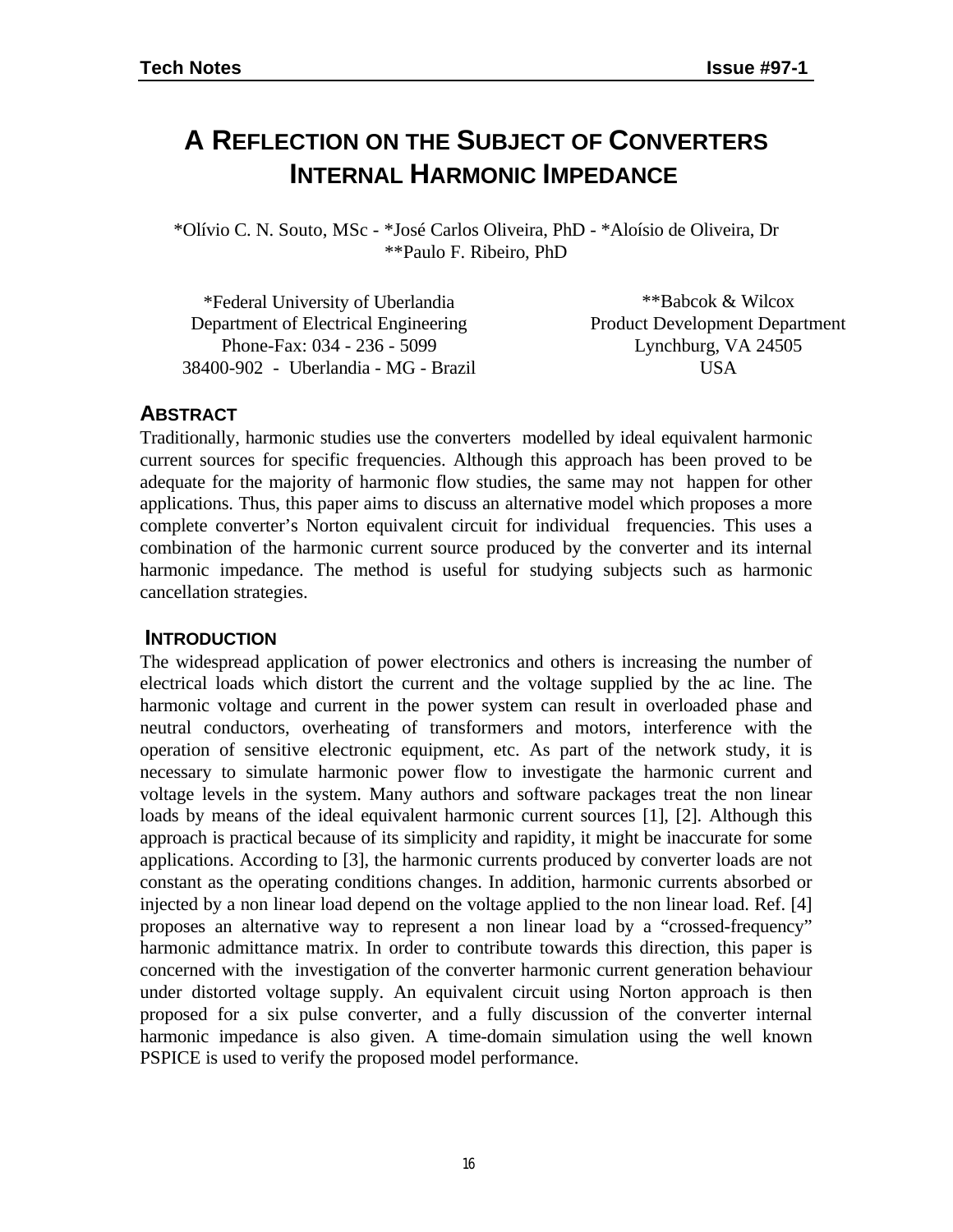# A REFLECTION ON THE SUBJECT OF CONVERTERS INTERNAL HARMONIC IMPEDANCE

*Olívio C. N. Souto, MSc - *José Carlos Oliveira, PhD - *Aloísio de Oliveira, Dr
**Paulo F. Ribeiro, PhD

*Federal University of Uberlandia
Department of Electrical Engineering
Phone-Fax: 034 - 236 - 5099
38400-902 - Uberlandia - MG - Brazil

**Babcok & Wilcox
Product Development Department
Lynchburg, VA 24505
USA

## ABSTRACT

Traditionally, harmonic studies use the converters modelled by ideal equivalent harmonic current sources for specific frequencies. Although this approach has been proved to be adequate for the majority of harmonic flow studies, the same may not happen for other applications. Thus, this paper aims to discuss an alternative model which proposes a more complete converter's Norton equivalent circuit for individual frequencies. This uses a combination of the harmonic current source produced by the converter and its internal harmonic impedance. The method is useful for studying subjects such as harmonic cancellation strategies.

## INTRODUCTION

The widespread application of power electronics and others is increasing the number of electrical loads which distort the current and the voltage supplied by the ac line. The harmonic voltage and current in the power system can result in overloaded phase and neutral conductors, overheating of transformers and motors, interference with the operation of sensitive electronic equipment, etc. As part of the network study, it is necessary to simulate harmonic power flow to investigate the harmonic current and voltage levels in the system. Many authors and software packages treat the non linear loads by means of the ideal equivalent harmonic current sources [1], [2]. Although this approach is practical because of its simplicity and rapidity, it might be inaccurate for some applications. According to [3], the harmonic currents produced by converter loads are not constant as the operating conditions changes. In addition, harmonic currents absorbed or injected by a non linear load depend on the voltage applied to the non linear load. Ref. [4] proposes an alternative way to represent a non linear load by a "crossed-frequency" harmonic admittance matrix. In order to contribute towards this direction, this paper is concerned with the investigation of the converter harmonic current generation behaviour under distorted voltage supply. An equivalent circuit using Norton approach is then proposed for a six pulse converter, and a fully discussion of the converter internal harmonic impedance is also given. A time-domain simulation using the well known PSPICE is used to verify the proposed model performance.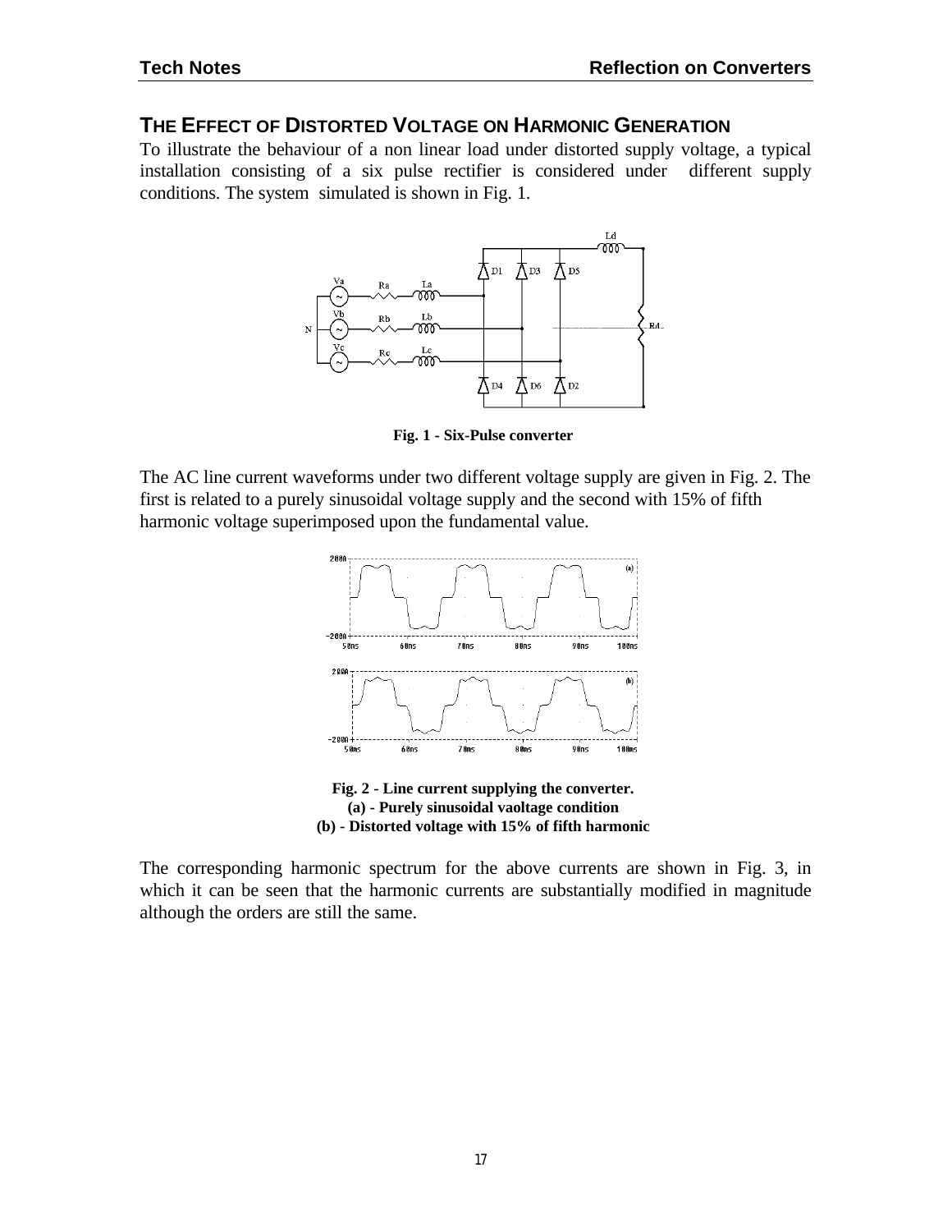## THE EFFECT OF DISTORTED VOLTAGE ON HARMONIC GENERATION

To illustrate the behaviour of a non linear load under distorted supply voltage, a typical installation consisting of a six pulse rectifier is considered under different supply conditions. The system simulated is shown in Fig. 1.

**Fig. 1 - Six-Pulse converter**

The AC line current waveforms under two different voltage supply are given in Fig. 2. The first is related to a purely sinusoidal voltage supply and the second with 15% of fifth harmonic voltage superimposed upon the fundamental value.

**Fig. 2 - Line current supplying the converter.**
**(a) - Purely sinusoidal vaoltage condition**
**(b) - Distorted voltage with 15% of fifth harmonic**

The corresponding harmonic spectrum for the above currents are shown in Fig. 3, in which it can be seen that the harmonic currents are substantially modified in magnitude although the orders are still the same.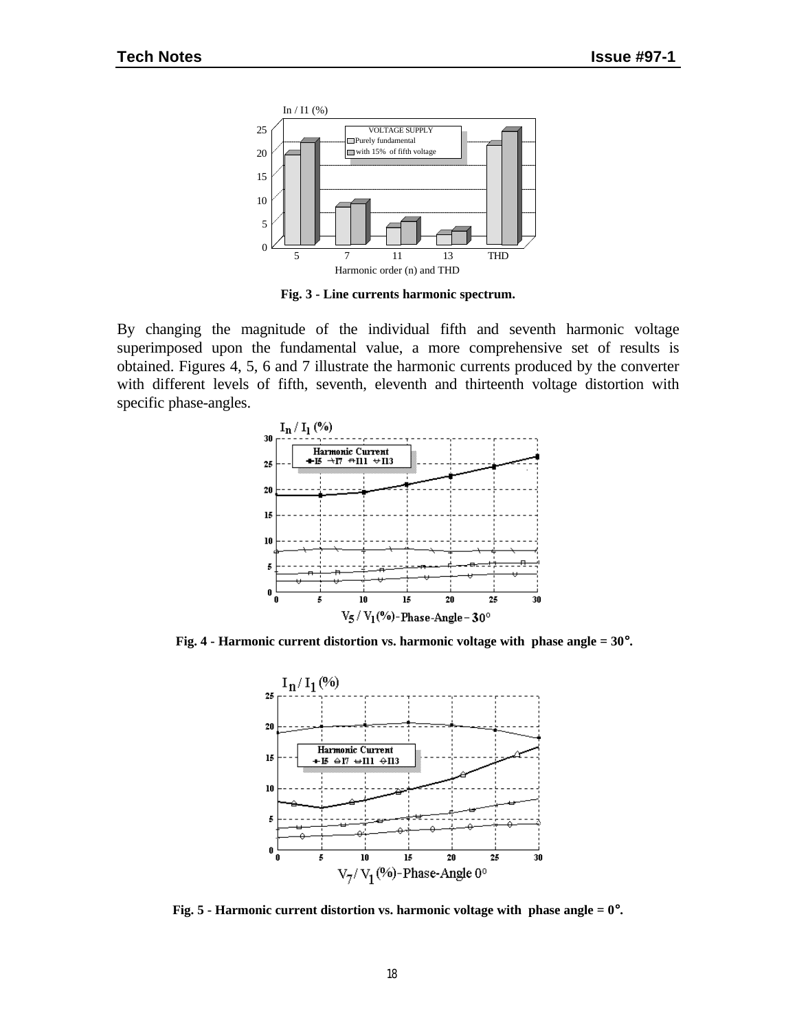**Fig. 3 - Line currents harmonic spectrum.**

By changing the magnitude of the individual fifth and seventh harmonic voltage superimposed upon the fundamental value, a more comprehensive set of results is obtained. Figures 4, 5, 6 and 7 illustrate the harmonic currents produced by the converter with different levels of fifth, seventh, eleventh and thirteenth voltage distortion with specific phase-angles.

**Fig. 4 - Harmonic current distortion vs. harmonic voltage with phase angle = 30°.**

**Fig. 5 - Harmonic current distortion vs. harmonic voltage with phase angle = 0°.**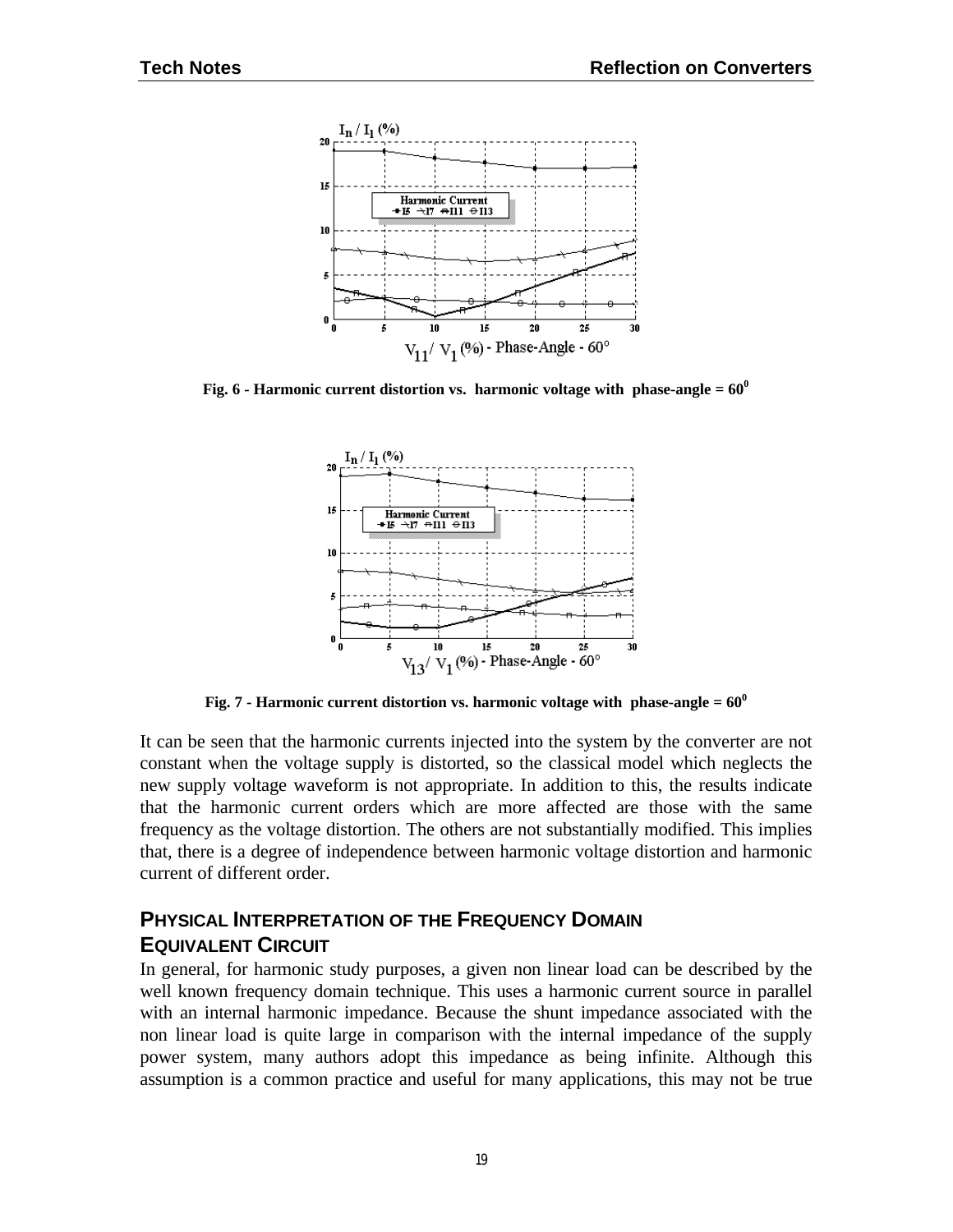Fig. 6 - Harmonic current distortion vs. harmonic voltage with phase-angle = $60^0$

Fig. 7 - Harmonic current distortion vs. harmonic voltage with phase-angle = $60^0$

It can be seen that the harmonic currents injected into the system by the converter are not constant when the voltage supply is distorted, so the classical model which neglects the new supply voltage waveform is not appropriate. In addition to this, the results indicate that the harmonic current orders which are more affected are those with the same frequency as the voltage distortion. The others are not substantially modified. This implies that, there is a degree of independence between harmonic voltage distortion and harmonic current of different order.

## PHYSICAL INTERPRETATION OF THE FREQUENCY DOMAIN EQUIVALENT CIRCUIT

In general, for harmonic study purposes, a given non linear load can be described by the well known frequency domain technique. This uses a harmonic current source in parallel with an internal harmonic impedance. Because the shunt impedance associated with the non linear load is quite large in comparison with the internal impedance of the supply power system, many authors adopt this impedance as being infinite. Although this assumption is a common practice and useful for many applications, this may not be true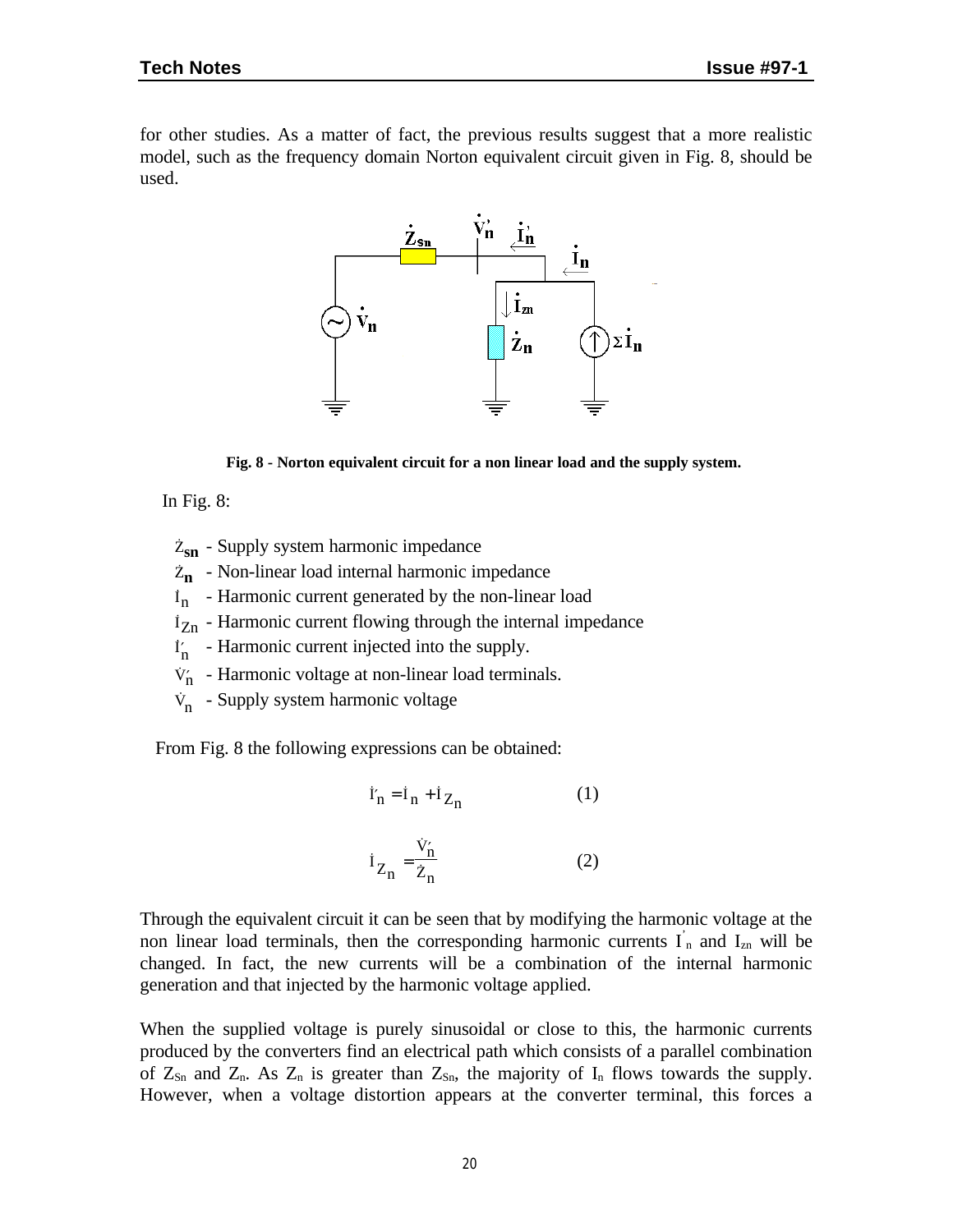for other studies. As a matter of fact, the previous results suggest that a more realistic model, such as the frequency domain Norton equivalent circuit given in Fig. 8, should be used.

**Fig. 8 - Norton equivalent circuit for a non linear load and the supply system.**

In Fig. 8:

- $\dot{Z}_{sn}$ - Supply system harmonic impedance
- $\dot{Z}_{n}$ - Non-linear load internal harmonic impedance
- $\dot{I}_{n}$ - Harmonic current generated by the non-linear load
- $\dot{I}_{Zn}$ - Harmonic current flowing through the internal impedance
- $\dot{I}'_{n}$ - Harmonic current injected into the supply.
- $\dot{V}'_{n}$ - Harmonic voltage at non-linear load terminals.
- $\dot{V}_{n}$ - Supply system harmonic voltage

From Fig. 8 the following expressions can be obtained:

$$\dot{I}'_n = \dot{I}_n + \dot{I}_{Z_n} \qquad (1)$$

$$\dot{I}_{Z_n} = \frac{\dot{V}'_n}{\dot{Z}_n} \qquad (2)$$

Through the equivalent circuit it can be seen that by modifying the harmonic voltage at the non linear load terminals, then the corresponding harmonic currents $I'_n$ and $I_{zn}$ will be changed. In fact, the new currents will be a combination of the internal harmonic generation and that injected by the harmonic voltage applied.

When the supplied voltage is purely sinusoidal or close to this, the harmonic currents produced by the converters find an electrical path which consists of a parallel combination of $Z_{Sn}$ and $Z_n$. As $Z_n$ is greater than $Z_{Sn}$, the majority of $I_n$ flows towards the supply. However, when a voltage distortion appears at the converter terminal, this forces a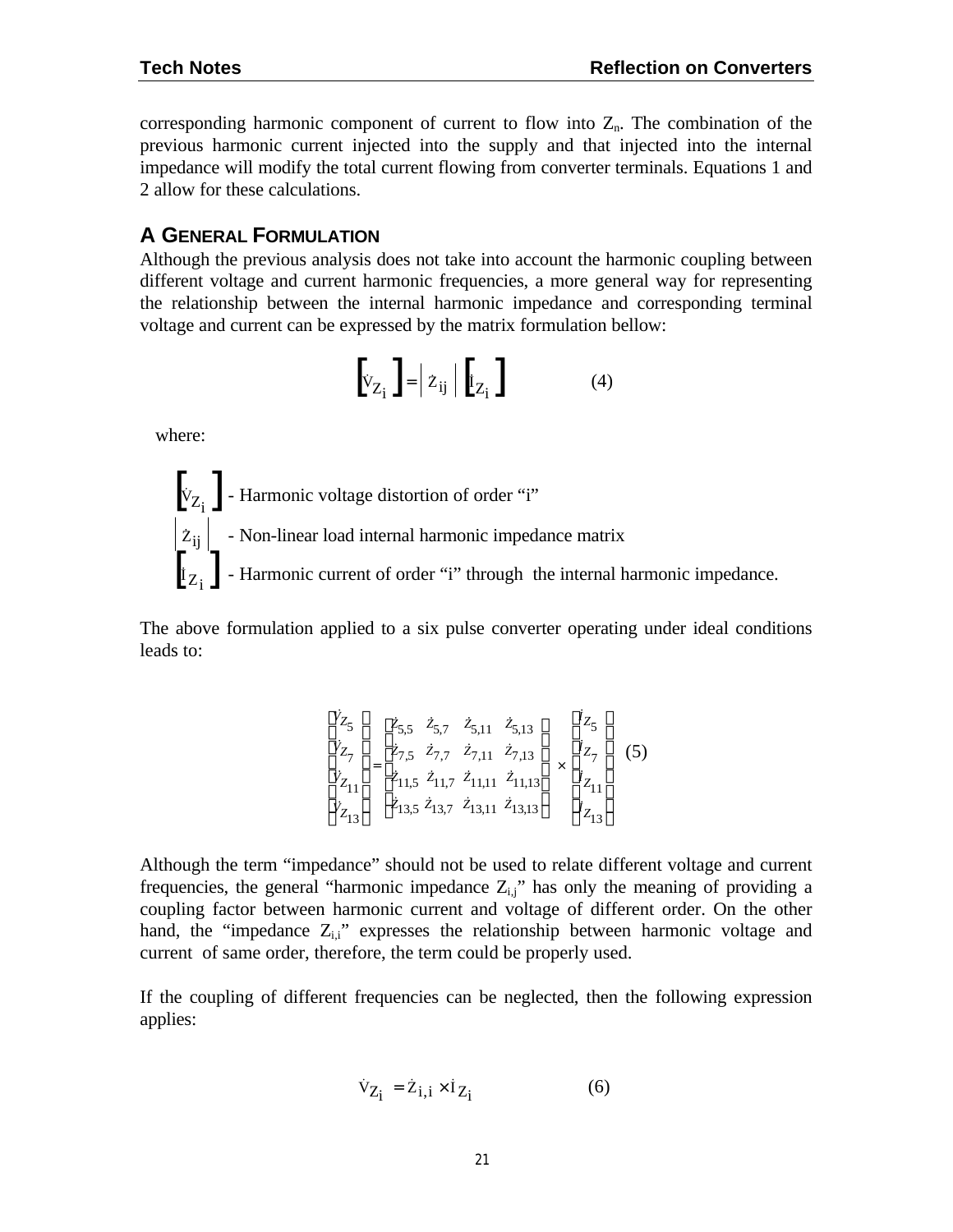corresponding harmonic component of current to flow into $Z_n$. The combination of the previous harmonic current injected into the supply and that injected into the internal impedance will modify the total current flowing from converter terminals. Equations 1 and 2 allow for these calculations.

## A GENERAL FORMULATION

Although the previous analysis does not take into account the harmonic coupling between different voltage and current harmonic frequencies, a more general way for representing the relationship between the internal harmonic impedance and corresponding terminal voltage and current can be expressed by the matrix formulation bellow:

$$\left[\dot{V}_{Z_i}\right] = \left|\dot{Z}_{ij}\right| \left[\dot{I}_{Z_i}\right] \qquad (4)$$

where:

$\left[\dot{V}_{Z_i}\right]$ - Harmonic voltage distortion of order "i"

$\left|\dot{Z}_{ij}\right|$ - Non-linear load internal harmonic impedance matrix

$\left[\dot{I}_{Z_i}\right]$ - Harmonic current of order "i" through the internal harmonic impedance.

The above formulation applied to a six pulse converter operating under ideal conditions leads to:

$$\begin{bmatrix} \dot{V}_{Z_5} \\ \dot{V}_{Z_7} \\ \dot{V}_{Z_{11}} \\ \dot{V}_{Z_{13}} \end{bmatrix} = \begin{bmatrix} \dot{Z}_{5,5} & \dot{Z}_{5,7} & \dot{Z}_{5,11} & \dot{Z}_{5,13} \\ \dot{Z}_{7,5} & \dot{Z}_{7,7} & \dot{Z}_{7,11} & \dot{Z}_{7,13} \\ \dot{Z}_{11,5} & \dot{Z}_{11,7} & \dot{Z}_{11,11} & \dot{Z}_{11,13} \\ \dot{Z}_{13,5} & \dot{Z}_{13,7} & \dot{Z}_{13,11} & \dot{Z}_{13,13} \end{bmatrix} \times \begin{bmatrix} \dot{I}_{Z_5} \\ \dot{I}_{Z_7} \\ \dot{I}_{Z_{11}} \\ \dot{I}_{Z_{13}} \end{bmatrix} \qquad (5)$$

Although the term "impedance" should not be used to relate different voltage and current frequencies, the general "harmonic impedance $Z_{i,j}$" has only the meaning of providing a coupling factor between harmonic current and voltage of different order. On the other hand, the "impedance $Z_{i,i}$" expresses the relationship between harmonic voltage and current of same order, therefore, the term could be properly used.

If the coupling of different frequencies can be neglected, then the following expression applies:

$$\dot{V}_{Z_i} = \dot{Z}_{i,i} \times \dot{I}_{Z_i} \qquad (6)$$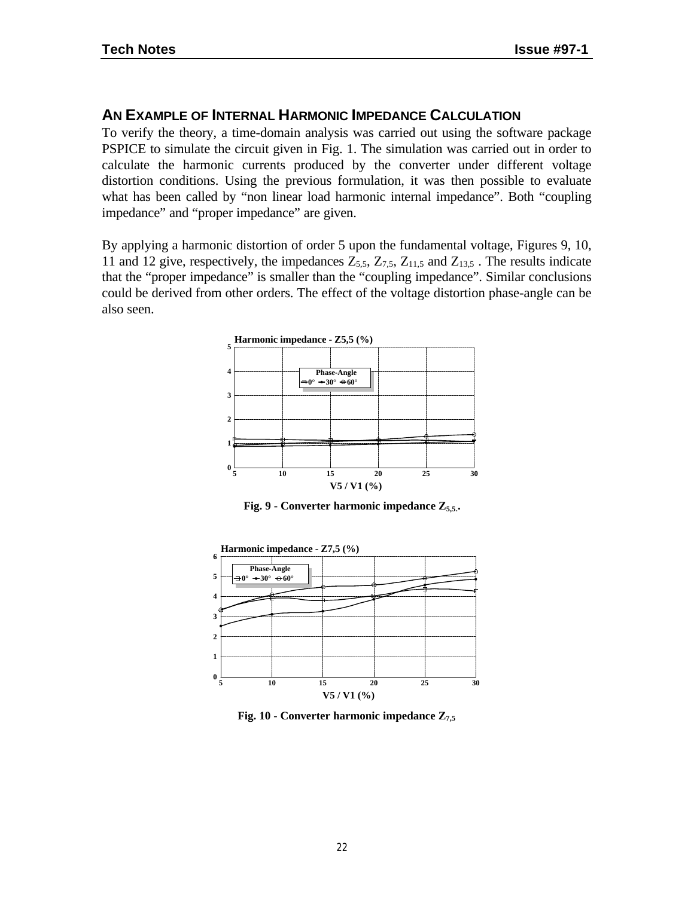## AN EXAMPLE OF INTERNAL HARMONIC IMPEDANCE CALCULATION

To verify the theory, a time-domain analysis was carried out using the software package PSPICE to simulate the circuit given in Fig. 1. The simulation was carried out in order to calculate the harmonic currents produced by the converter under different voltage distortion conditions. Using the previous formulation, it was then possible to evaluate what has been called by "non linear load harmonic internal impedance". Both "coupling impedance" and "proper impedance" are given.

By applying a harmonic distortion of order 5 upon the fundamental voltage, Figures 9, 10, 11 and 12 give, respectively, the impedances $Z_{5,5}$, $Z_{7,5}$, $Z_{11,5}$ and $Z_{13,5}$ . The results indicate that the "proper impedance" is smaller than the "coupling impedance". Similar conclusions could be derived from other orders. The effect of the voltage distortion phase-angle can be also seen.

**Fig. 9 - Converter harmonic impedance $Z_{5,5}$.**

**Fig. 10 - Converter harmonic impedance $Z_{7,5}$**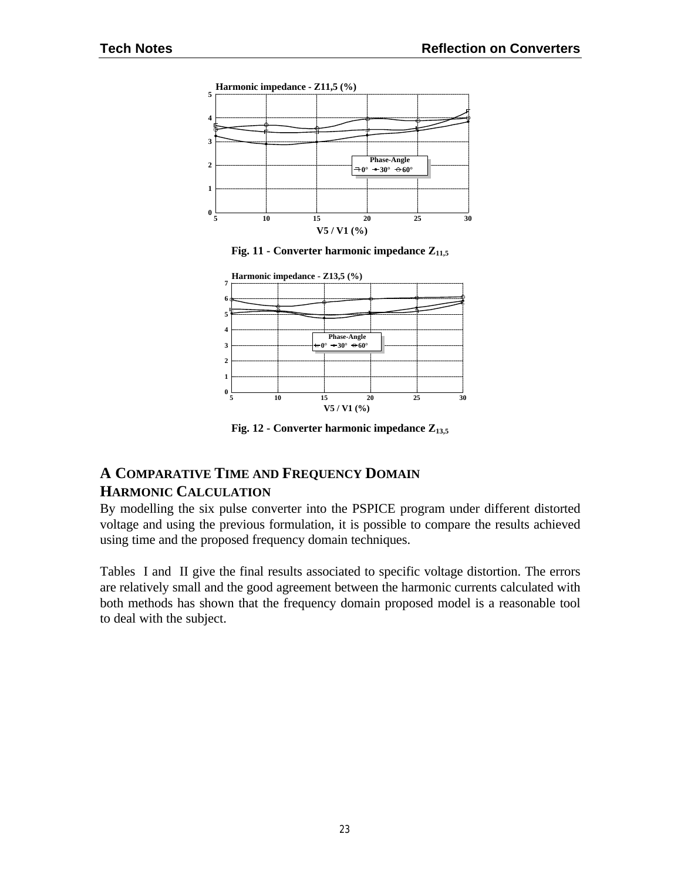Fig. 11 - Converter harmonic impedance $Z_{11,5}$

Fig. 12 - Converter harmonic impedance $Z_{13,5}$

## A COMPARATIVE TIME AND FREQUENCY DOMAIN HARMONIC CALCULATION

By modelling the six pulse converter into the PSPICE program under different distorted voltage and using the previous formulation, it is possible to compare the results achieved using time and the proposed frequency domain techniques.

Tables I and II give the final results associated to specific voltage distortion. The errors are relatively small and the good agreement between the harmonic currents calculated with both methods has shown that the frequency domain proposed model is a reasonable tool to deal with the subject.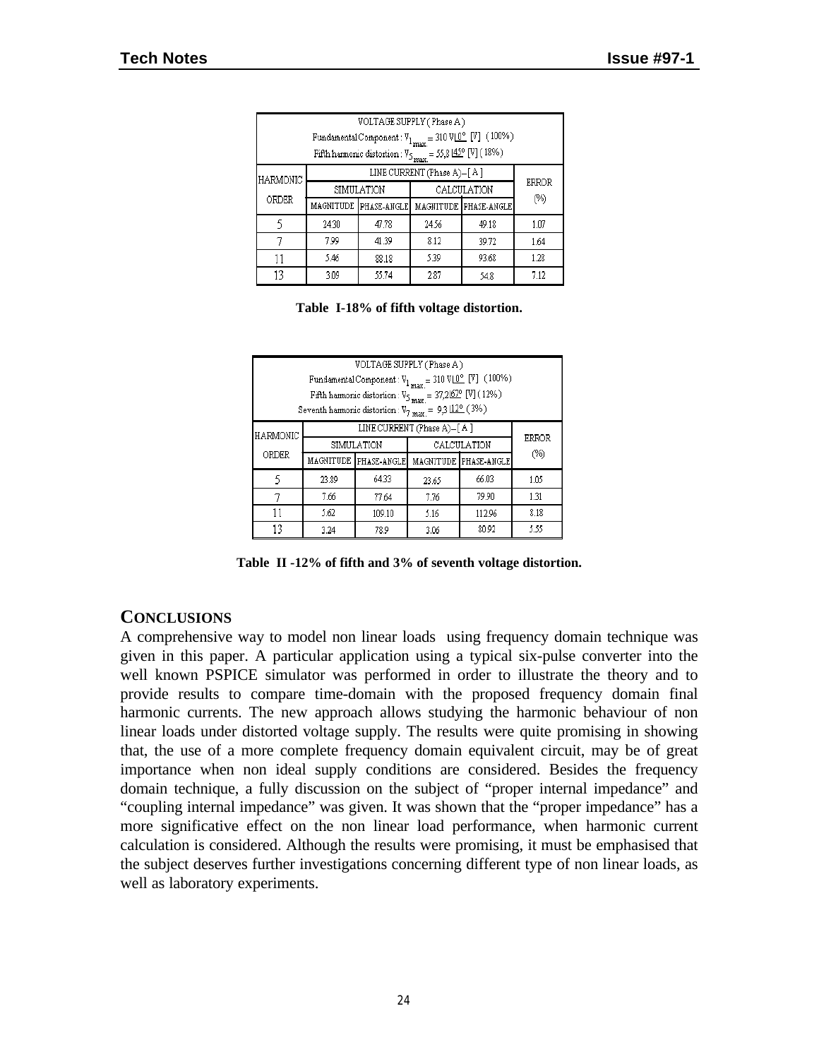| VOLTAGE SUPPLY (Phase A) <br> Fundamental Component : $V_{1_{max.}} = 310\ V\underline{|0^o}$ [V] (100%) <br> Fifth harmonic distortion : $V_{5_{max.}} = 55,8\ \underline{|45^o}$ [V] (18%) | | | | | |
|---|---|---|---|---|---|
| HARMONIC ORDER | LINE CURRENT (Phase A) – [ A ] | | | | ERROR (%) |
| | SIMULATION | | CALCULATION | | |
| | MAGNITUDE | PHASE-ANGLE | MAGNITUDE | PHASE-ANGLE | |
| 5 | 24.30 | 47.78 | 24.56 | 49.18 | 1.07 |
| 7 | 7.99 | 41.39 | 8.12 | 39.72 | 1.64 |
| 11 | 5.46 | 88.18 | 5.39 | 93.68 | 1.28 |
| 13 | 3.09 | 55.74 | 2.87 | 54.8 | 7.12 |

**Table I-18% of fifth voltage distortion.**

| VOLTAGE SUPPLY (Phase A) <br> Fundamental Component : $V_{1_{max.}} = 310\ V\underline{|0^o}$ [V] (100%) <br> Fifth harmonic distortion : $V_{5_{max.}} = 37,2\underline{|67^o}$ [V] (12%) <br> Seventh harmonic distortion : $V_{7_{max.}} = 9,3\ \underline{|12^o}$ (3%) | | | | | |
|---|---|---|---|---|---|
| HARMONIC ORDER | LINE CURRENT (Phase A) – [ A ] | | | | ERROR (%) |
| | SIMULATION | | CALCULATION | | |
| | MAGNITUDE | PHASE-ANGLE | MAGNITUDE | PHASE-ANGLE | |
| 5 | 23.89 | 64.33 | 23.65 | 66.03 | 1.05 |
| 7 | 7.66 | 77.64 | 7.76 | 79.90 | 1.31 |
| 11 | 5.62 | 109.10 | 5.16 | 112.96 | 8.18 |
| 13 | 3.24 | 78.9 | 3.06 | 80.92 | 5.55 |

**Table II -12% of fifth and 3% of seventh voltage distortion.**

## CONCLUSIONS

A comprehensive way to model non linear loads using frequency domain technique was given in this paper. A particular application using a typical six-pulse converter into the well known PSPICE simulator was performed in order to illustrate the theory and to provide results to compare time-domain with the proposed frequency domain final harmonic currents. The new approach allows studying the harmonic behaviour of non linear loads under distorted voltage supply. The results were quite promising in showing that, the use of a more complete frequency domain equivalent circuit, may be of great importance when non ideal supply conditions are considered. Besides the frequency domain technique, a fully discussion on the subject of "proper internal impedance" and "coupling internal impedance" was given. It was shown that the "proper impedance" has a more significative effect on the non linear load performance, when harmonic current calculation is considered. Although the results were promising, it must be emphasised that the subject deserves further investigations concerning different type of non linear loads, as well as laboratory experiments.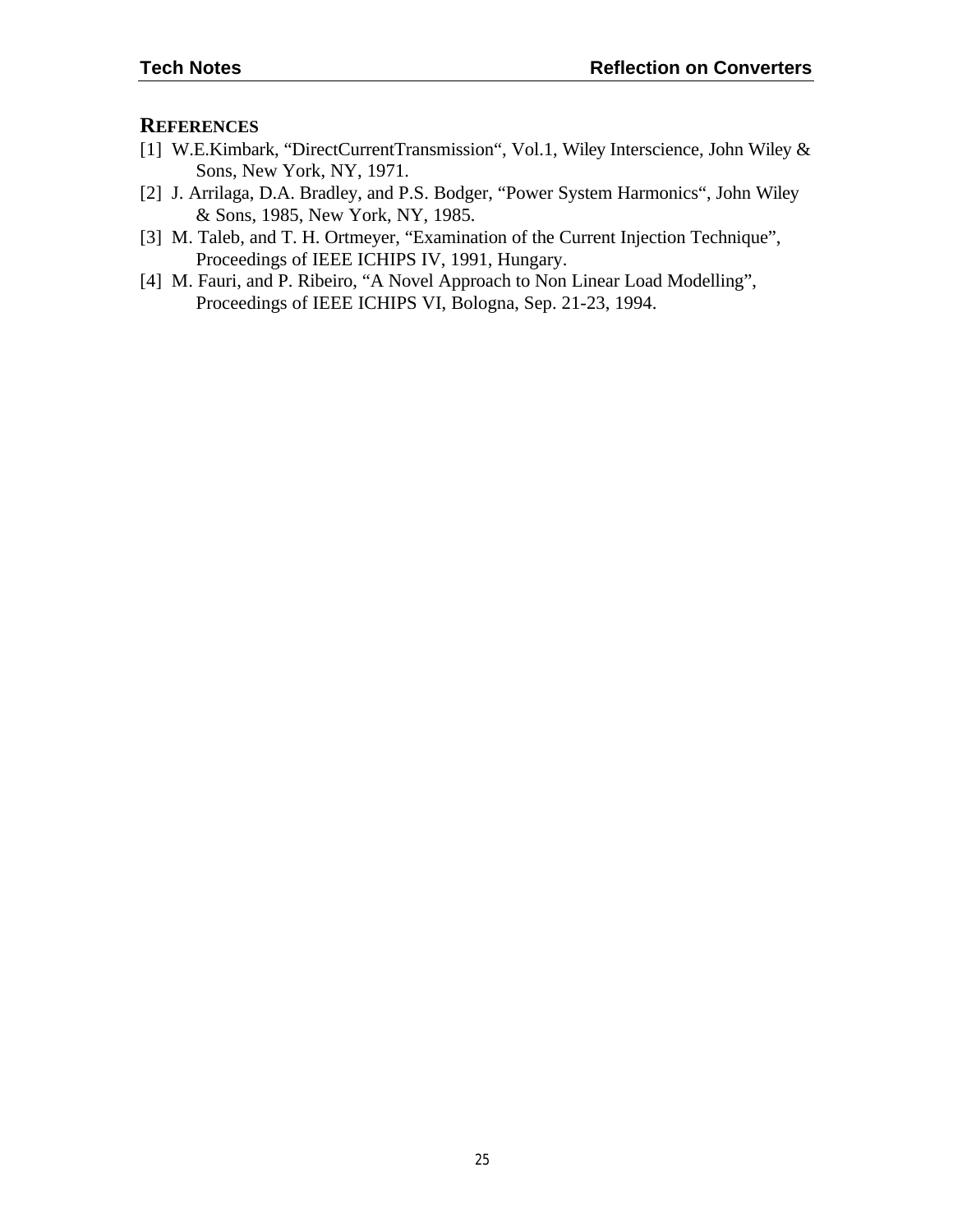## REFERENCES

[1] W.E.Kimbark, “DirectCurrentTransmission“, Vol.1, Wiley Interscience, John Wiley & Sons, New York, NY, 1971.

[2] J. Arrilaga, D.A. Bradley, and P.S. Bodger, “Power System Harmonics“, John Wiley & Sons, 1985, New York, NY, 1985.

[3] M. Taleb, and T. H. Ortmeyer, “Examination of the Current Injection Technique”, Proceedings of IEEE ICHIPS IV, 1991, Hungary.

[4] M. Fauri, and P. Ribeiro, “A Novel Approach to Non Linear Load Modelling”, Proceedings of IEEE ICHIPS VI, Bologna, Sep. 21-23, 1994.